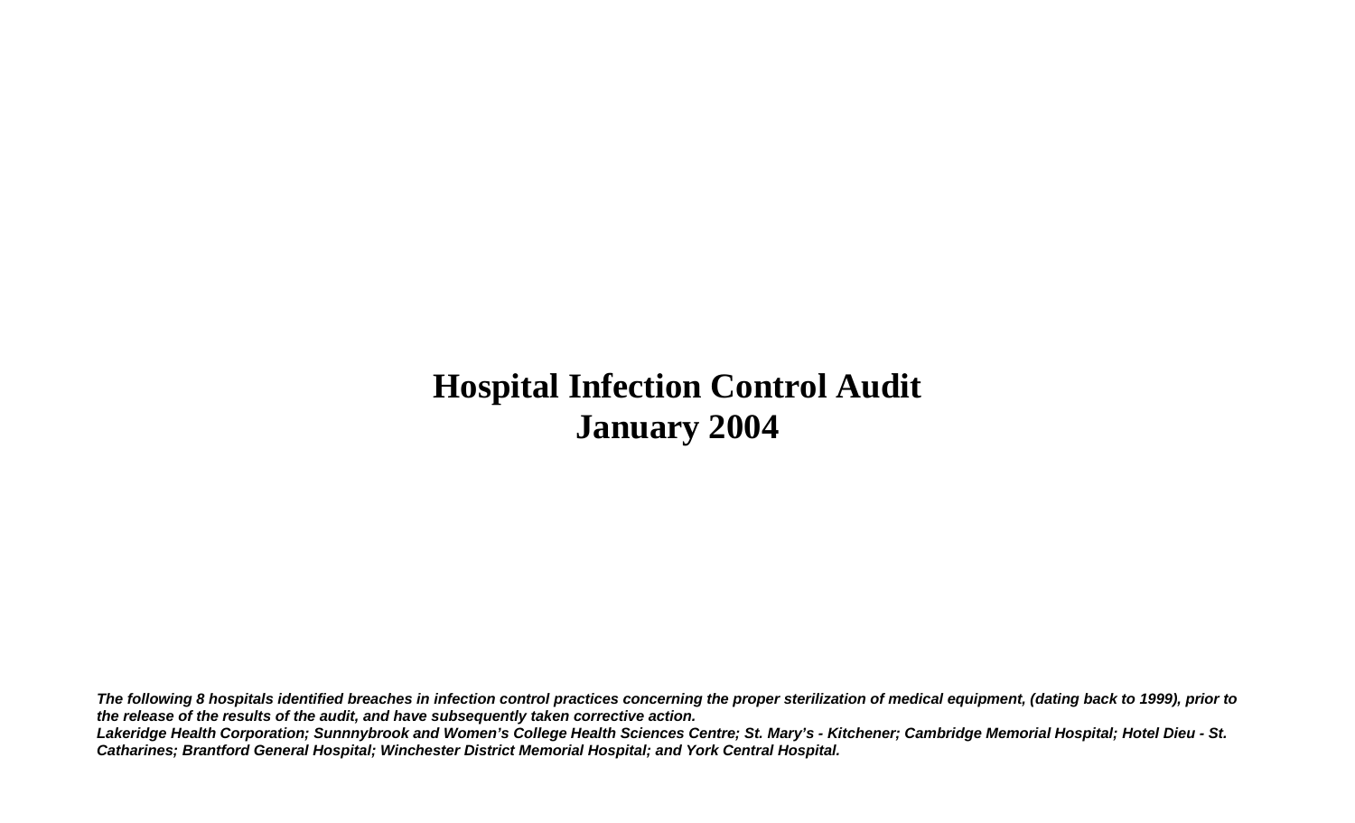# Hospital Infection Control Audit
# January 2004

***The following 8 hospitals identified breaches in infection control practices concerning the proper sterilization of medical equipment, (dating back to 1999), prior to the release of the results of the audit, and have subsequently taken corrective action.***
***Lakeridge Health Corporation; Sunnnybrook and Women's College Health Sciences Centre; St. Mary's - Kitchener; Cambridge Memorial Hospital; Hotel Dieu - St. Catharines; Brantford General Hospital; Winchester District Memorial Hospital; and York Central Hospital.***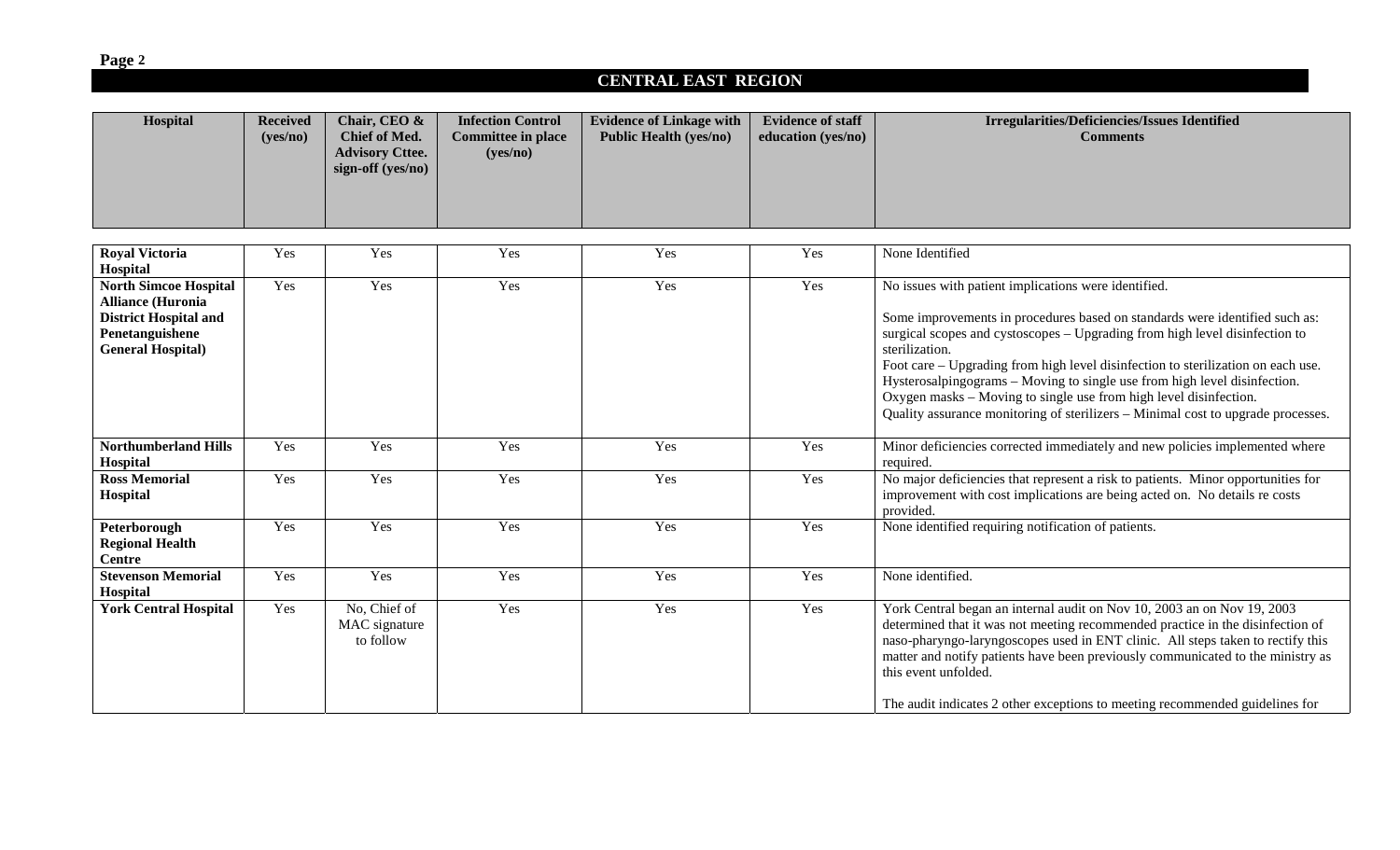## CENTRAL EAST REGION

| Hospital | Received (yes/no) | Chair, CEO & Chief of Med. Advisory Cttee. sign-off (yes/no) | Infection Control Committee in place (yes/no) | Evidence of Linkage with Public Health (yes/no) | Evidence of staff education (yes/no) | Irregularities/Deficiencies/Issues Identified Comments |
|---|---|---|---|---|---|---|
| **Royal Victoria Hospital** | Yes | Yes | Yes | Yes | Yes | None Identified |
| **North Simcoe Hospital Alliance (Huronia District Hospital and Penetanguishene General Hospital)** | Yes | Yes | Yes | Yes | Yes | No issues with patient implications were identified.<br><br>Some improvements in procedures based on standards were identified such as: surgical scopes and cystoscopes – Upgrading from high level disinfection to sterilization.<br>Foot care – Upgrading from high level disinfection to sterilization on each use.<br>Hysterosalpingograms – Moving to single use from high level disinfection.<br>Oxygen masks – Moving to single use from high level disinfection.<br>Quality assurance monitoring of sterilizers – Minimal cost to upgrade processes. |
| **Northumberland Hills Hospital** | Yes | Yes | Yes | Yes | Yes | Minor deficiencies corrected immediately and new policies implemented where required. |
| **Ross Memorial Hospital** | Yes | Yes | Yes | Yes | Yes | No major deficiencies that represent a risk to patients. Minor opportunities for improvement with cost implications are being acted on. No details re costs provided. |
| **Peterborough Regional Health Centre** | Yes | Yes | Yes | Yes | Yes | None identified requiring notification of patients. |
| **Stevenson Memorial Hospital** | Yes | Yes | Yes | Yes | Yes | None identified. |
| **York Central Hospital** | Yes | No, Chief of MAC signature to follow | Yes | Yes | Yes | York Central began an internal audit on Nov 10, 2003 an on Nov 19, 2003 determined that it was not meeting recommended practice in the disinfection of naso-pharyngo-laryngoscopes used in ENT clinic. All steps taken to rectify this matter and notify patients have been previously communicated to the ministry as this event unfolded.<br><br>The audit indicates 2 other exceptions to meeting recommended guidelines for |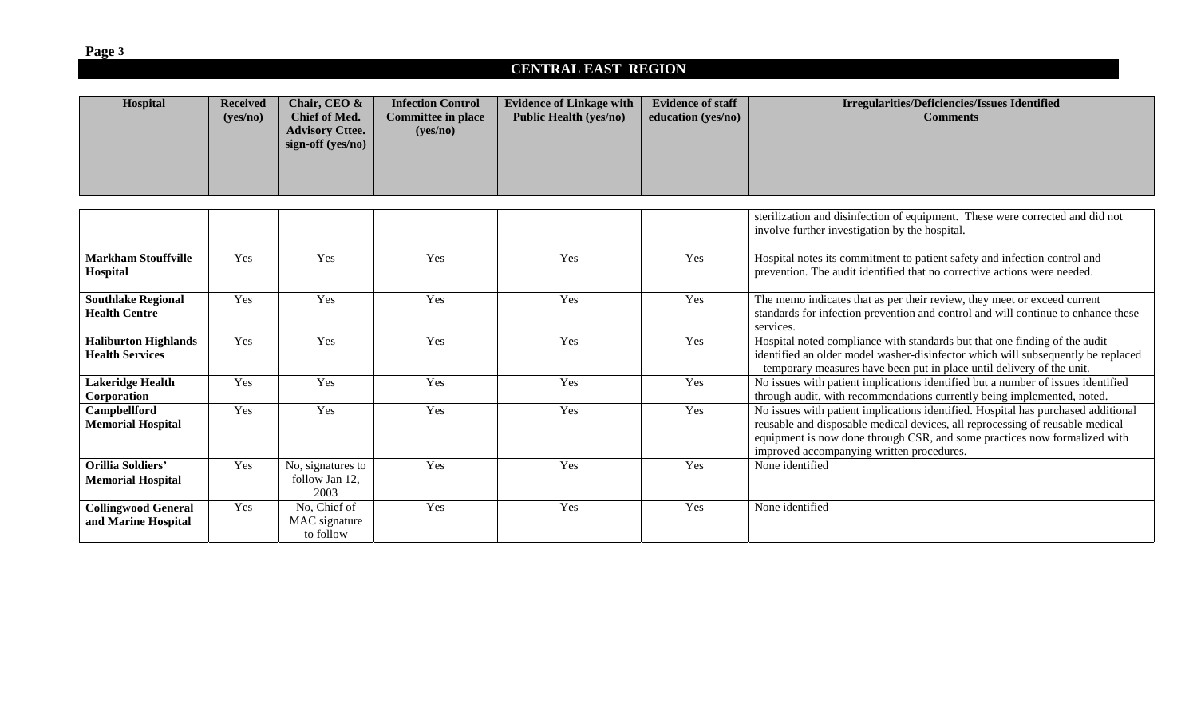## CENTRAL EAST REGION

| Hospital | Received (yes/no) | Chair, CEO & Chief of Med. Advisory Cttee. sign-off (yes/no) | Infection Control Committee in place (yes/no) | Evidence of Linkage with Public Health (yes/no) | Evidence of staff education (yes/no) | Irregularities/Deficiencies/Issues Identified Comments |
|---|---|---|---|---|---|---|
| | | | | | | sterilization and disinfection of equipment. These were corrected and did not involve further investigation by the hospital. |
| **Markham Stouffville Hospital** | Yes | Yes | Yes | Yes | Yes | Hospital notes its commitment to patient safety and infection control and prevention. The audit identified that no corrective actions were needed. |
| **Southlake Regional Health Centre** | Yes | Yes | Yes | Yes | Yes | The memo indicates that as per their review, they meet or exceed current standards for infection prevention and control and will continue to enhance these services. |
| **Haliburton Highlands Health Services** | Yes | Yes | Yes | Yes | Yes | Hospital noted compliance with standards but that one finding of the audit identified an older model washer-disinfector which will subsequently be replaced – temporary measures have been put in place until delivery of the unit. |
| **Lakeridge Health Corporation** | Yes | Yes | Yes | Yes | Yes | No issues with patient implications identified but a number of issues identified through audit, with recommendations currently being implemented, noted. |
| **Campbellford Memorial Hospital** | Yes | Yes | Yes | Yes | Yes | No issues with patient implications identified. Hospital has purchased additional reusable and disposable medical devices, all reprocessing of reusable medical equipment is now done through CSR, and some practices now formalized with improved accompanying written procedures. |
| **Orillia Soldiers' Memorial Hospital** | Yes | No, signatures to follow Jan 12, 2003 | Yes | Yes | Yes | None identified |
| **Collingwood General and Marine Hospital** | Yes | No, Chief of MAC signature to follow | Yes | Yes | Yes | None identified |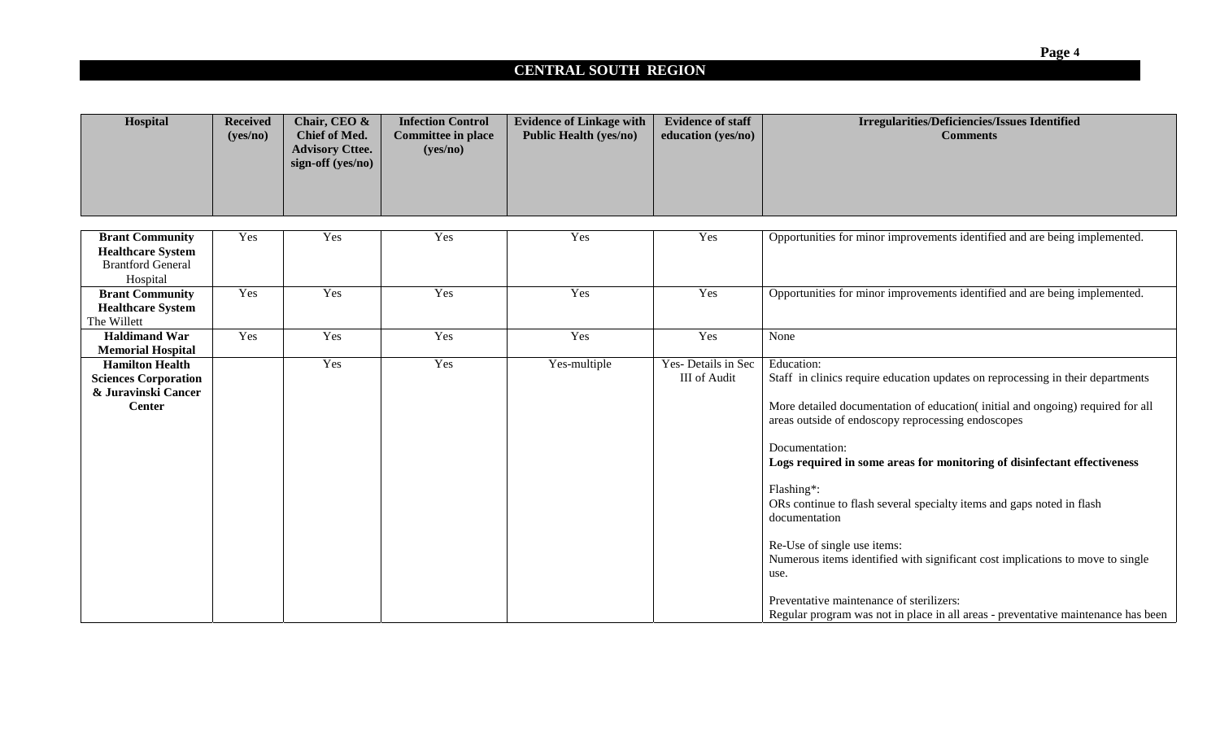## CENTRAL SOUTH REGION

| Hospital | Received (yes/no) | Chair, CEO & Chief of Med. Advisory Cttee. sign-off (yes/no) | Infection Control Committee in place (yes/no) | Evidence of Linkage with Public Health (yes/no) | Evidence of staff education (yes/no) | Irregularities/Deficiencies/Issues Identified Comments |
|---|---|---|---|---|---|---|
| **Brant Community Healthcare System** Brantford General Hospital | Yes | Yes | Yes | Yes | Yes | Opportunities for minor improvements identified and are being implemented. |
| **Brant Community Healthcare System** The Willett | Yes | Yes | Yes | Yes | Yes | Opportunities for minor improvements identified and are being implemented. |
| **Haldimand War Memorial Hospital** | Yes | Yes | Yes | Yes | Yes | None |
| **Hamilton Health Sciences Corporation & Juravinski Cancer Center** | | Yes | Yes | Yes-multiple | Yes- Details in Sec III of Audit | Education:<br>Staff in clinics require education updates on reprocessing in their departments<br><br>More detailed documentation of education( initial and ongoing) required for all areas outside of endoscopy reprocessing endoscopes<br><br>Documentation:<br>**Logs required in some areas for monitoring of disinfectant effectiveness**<br><br>Flashing*:<br>ORs continue to flash several specialty items and gaps noted in flash documentation<br><br>Re-Use of single use items:<br>Numerous items identified with significant cost implications to move to single use.<br><br>Preventative maintenance of sterilizers:<br>Regular program was not in place in all areas - preventative maintenance has been |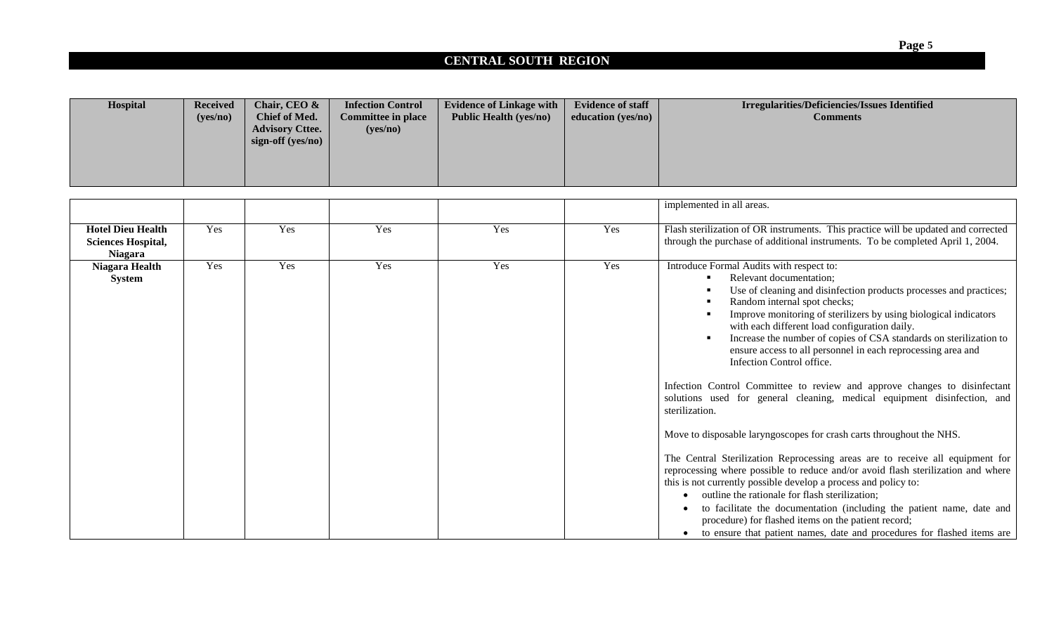## CENTRAL SOUTH REGION

| Hospital | Received (yes/no) | Chair, CEO & Chief of Med. Advisory Cttee. sign-off (yes/no) | Infection Control Committee in place (yes/no) | Evidence of Linkage with Public Health (yes/no) | Evidence of staff education (yes/no) | Irregularities/Deficiencies/Issues Identified Comments |
|---|---|---|---|---|---|---|
| | | | | | | implemented in all areas. |
| **Hotel Dieu Health Sciences Hospital, Niagara** | Yes | Yes | Yes | Yes | Yes | Flash sterilization of OR instruments. This practice will be updated and corrected through the purchase of additional instruments. To be completed April 1, 2004. |
| **Niagara Health System** | Yes | Yes | Yes | Yes | Yes | Introduce Formal Audits with respect to:<br>▪ Relevant documentation;<br>▪ Use of cleaning and disinfection products processes and practices;<br>▪ Random internal spot checks;<br>▪ Improve monitoring of sterilizers by using biological indicators with each different load configuration daily.<br>▪ Increase the number of copies of CSA standards on sterilization to ensure access to all personnel in each reprocessing area and Infection Control office.<br><br>Infection Control Committee to review and approve changes to disinfectant solutions used for general cleaning, medical equipment disinfection, and sterilization.<br><br>Move to disposable laryngoscopes for crash carts throughout the NHS.<br><br>The Central Sterilization Reprocessing areas are to receive all equipment for reprocessing where possible to reduce and/or avoid flash sterilization and where this is not currently possible develop a process and policy to:<br>• outline the rationale for flash sterilization;<br>• to facilitate the documentation (including the patient name, date and procedure) for flashed items on the patient record;<br>• to ensure that patient names, date and procedures for flashed items are |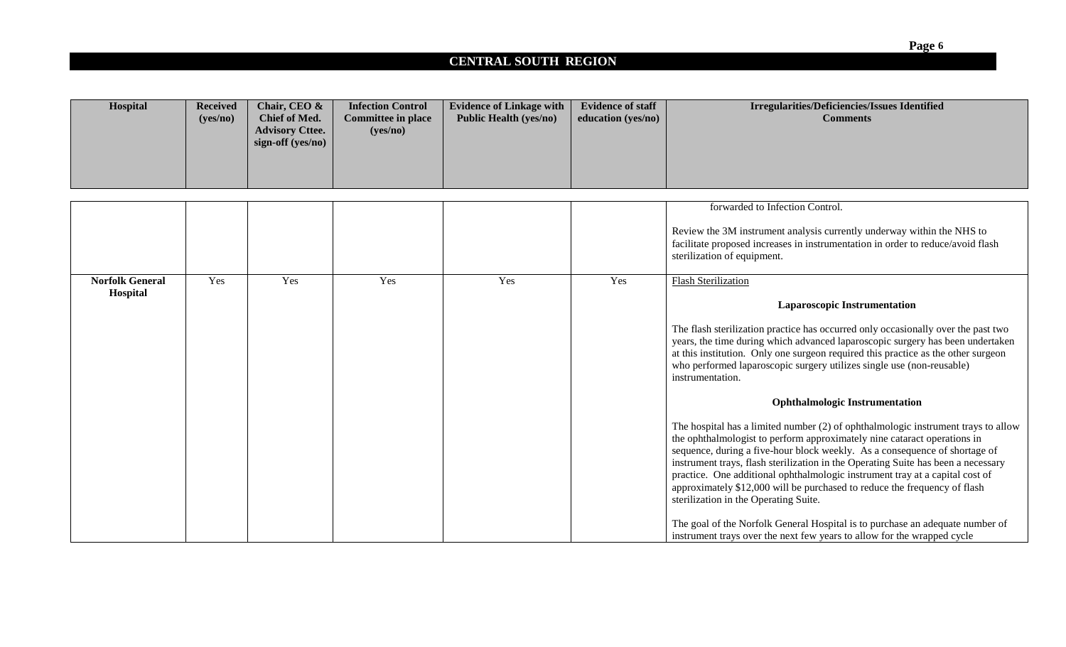## CENTRAL SOUTH REGION

| Hospital | Received (yes/no) | Chair, CEO & Chief of Med. Advisory Cttee. sign-off (yes/no) | Infection Control Committee in place (yes/no) | Evidence of Linkage with Public Health (yes/no) | Evidence of staff education (yes/no) | Irregularities/Deficiencies/Issues Identified Comments |
|---|---|---|---|---|---|---|
| | | | | | | forwarded to Infection Control.<br><br>Review the 3M instrument analysis currently underway within the NHS to facilitate proposed increases in instrumentation in order to reduce/avoid flash sterilization of equipment. |
| **Norfolk General Hospital** | Yes | Yes | Yes | Yes | Yes | Flash Sterilization<br><br>**Laparoscopic Instrumentation**<br><br>The flash sterilization practice has occurred only occasionally over the past two years, the time during which advanced laparoscopic surgery has been undertaken at this institution. Only one surgeon required this practice as the other surgeon who performed laparoscopic surgery utilizes single use (non-reusable) instrumentation.<br><br>**Ophthalmologic Instrumentation**<br><br>The hospital has a limited number (2) of ophthalmologic instrument trays to allow the ophthalmologist to perform approximately nine cataract operations in sequence, during a five-hour block weekly. As a consequence of shortage of instrument trays, flash sterilization in the Operating Suite has been a necessary practice. One additional ophthalmologic instrument tray at a capital cost of approximately $12,000 will be purchased to reduce the frequency of flash sterilization in the Operating Suite.<br><br>The goal of the Norfolk General Hospital is to purchase an adequate number of instrument trays over the next few years to allow for the wrapped cycle |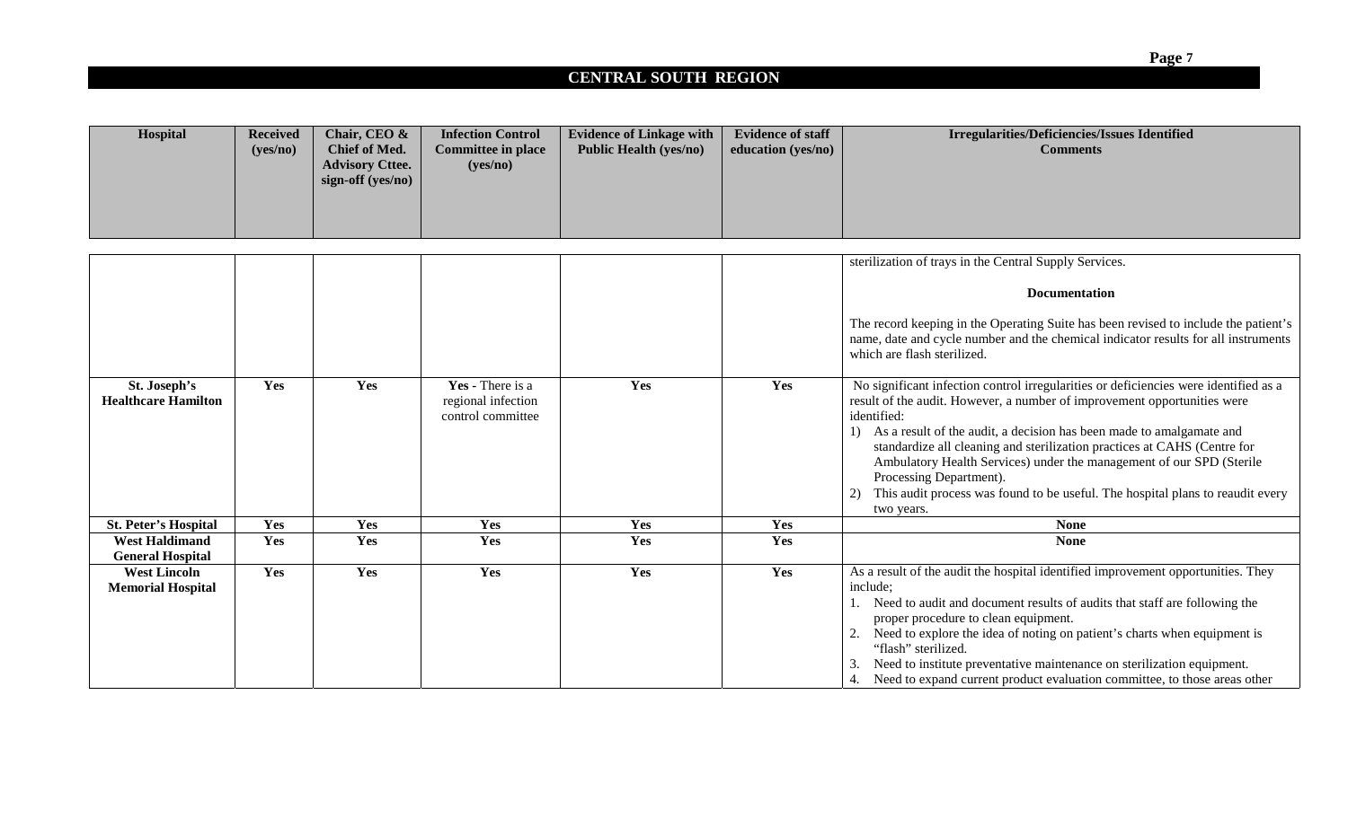## CENTRAL SOUTH REGION

| Hospital | Received (yes/no) | Chair, CEO & Chief of Med. Advisory Cttee. sign-off (yes/no) | Infection Control Committee in place (yes/no) | Evidence of Linkage with Public Health (yes/no) | Evidence of staff education (yes/no) | Irregularities/Deficiencies/Issues Identified Comments |
|---|---|---|---|---|---|---|
| | | | | | | sterilization of trays in the Central Supply Services.<br><br>**Documentation**<br><br>The record keeping in the Operating Suite has been revised to include the patient's name, date and cycle number and the chemical indicator results for all instruments which are flash sterilized. |
| **St. Joseph's Healthcare Hamilton** | **Yes** | **Yes** | **Yes** - There is a regional infection control committee | **Yes** | **Yes** | No significant infection control irregularities or deficiencies were identified as a result of the audit. However, a number of improvement opportunities were identified:<br>1) As a result of the audit, a decision has been made to amalgamate and standardize all cleaning and sterilization practices at CAHS (Centre for Ambulatory Health Services) under the management of our SPD (Sterile Processing Department).<br>2) This audit process was found to be useful. The hospital plans to reaudit every two years. |
| **St. Peter's Hospital** | **Yes** | **Yes** | **Yes** | **Yes** | **Yes** | **None** |
| **West Haldimand General Hospital** | **Yes** | **Yes** | **Yes** | **Yes** | **Yes** | **None** |
| **West Lincoln Memorial Hospital** | **Yes** | **Yes** | **Yes** | **Yes** | **Yes** | As a result of the audit the hospital identified improvement opportunities. They include;<br>1. Need to audit and document results of audits that staff are following the proper procedure to clean equipment.<br>2. Need to explore the idea of noting on patient's charts when equipment is "flash" sterilized.<br>3. Need to institute preventative maintenance on sterilization equipment.<br>4. Need to expand current product evaluation committee, to those areas other |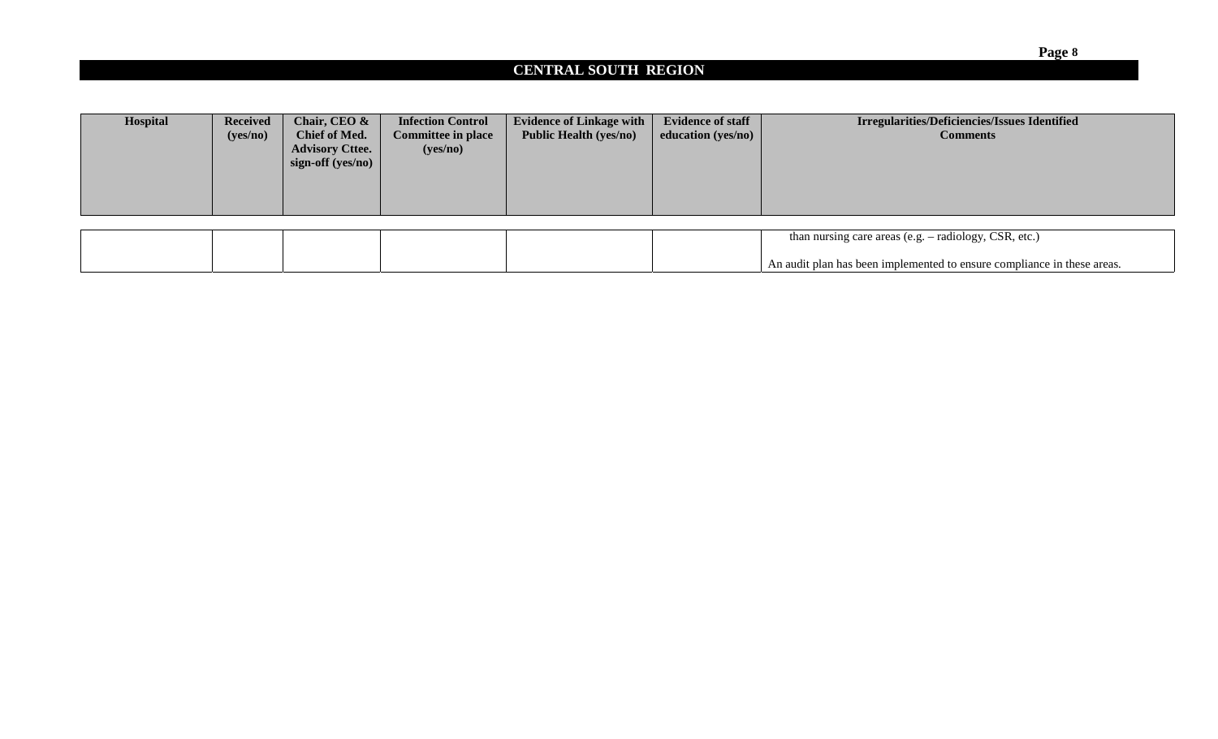## CENTRAL SOUTH REGION

| Hospital | Received (yes/no) | Chair, CEO & Chief of Med. Advisory Cttee. sign-off (yes/no) | Infection Control Committee in place (yes/no) | Evidence of Linkage with Public Health (yes/no) | Evidence of staff education (yes/no) | Irregularities/Deficiencies/Issues Identified Comments |
|---|---|---|---|---|---|---|
| | | | | | | than nursing care areas (e.g. – radiology, CSR, etc.)<br><br>An audit plan has been implemented to ensure compliance in these areas. |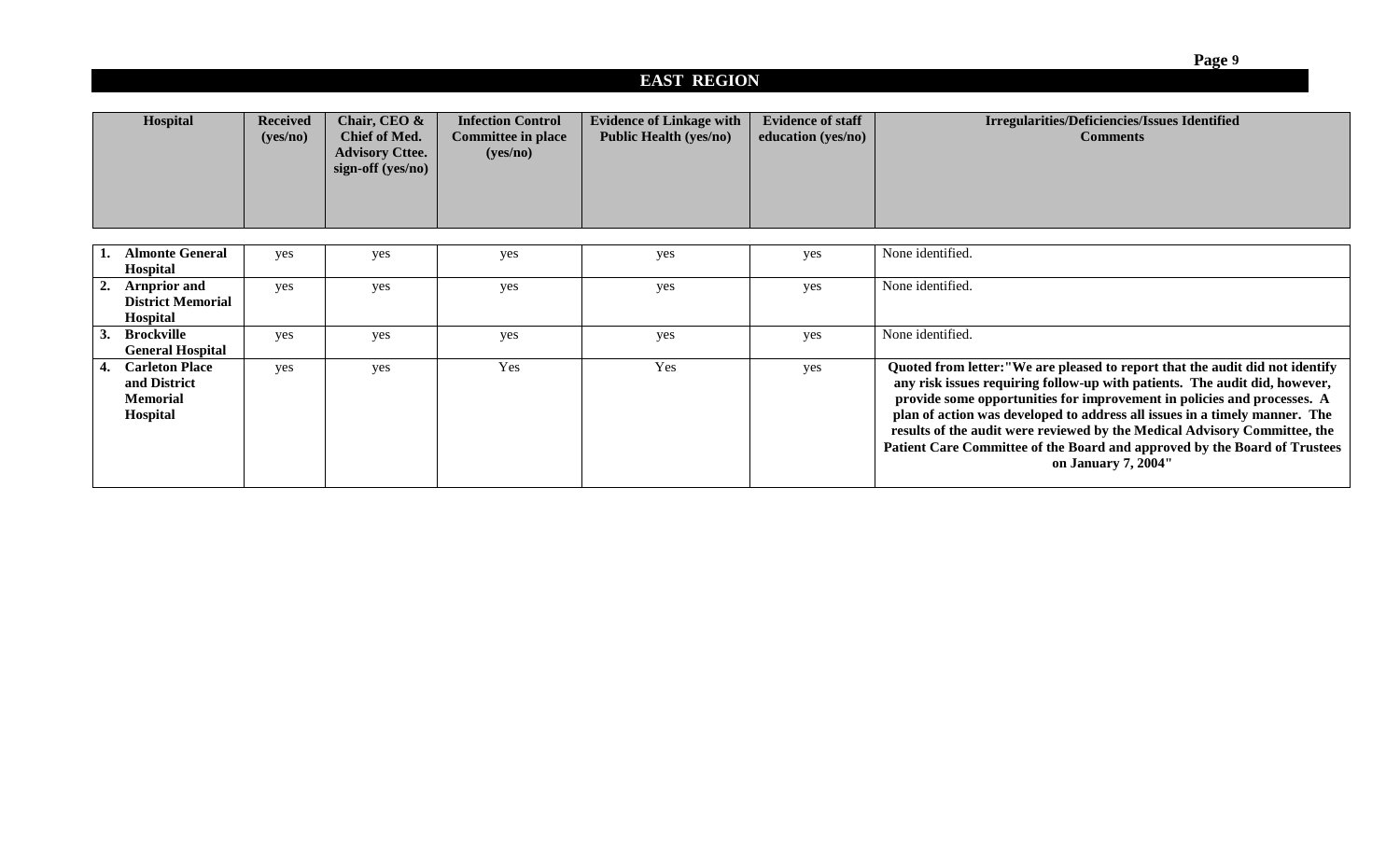## EAST REGION

| Hospital | Received (yes/no) | Chair, CEO & Chief of Med. Advisory Cttee. sign-off (yes/no) | Infection Control Committee in place (yes/no) | Evidence of Linkage with Public Health (yes/no) | Evidence of staff education (yes/no) | Irregularities/Deficiencies/Issues Identified Comments |
|---|---|---|---|---|---|---|
| 1. **Almonte General Hospital** | yes | yes | yes | yes | yes | None identified. |
| 2. **Arnprior and District Memorial Hospital** | yes | yes | yes | yes | yes | None identified. |
| 3. **Brockville General Hospital** | yes | yes | yes | yes | yes | None identified. |
| 4. **Carleton Place and District Memorial Hospital** | yes | yes | Yes | Yes | yes | **Quoted from letter:"We are pleased to report that the audit did not identify any risk issues requiring follow-up with patients. The audit did, however, provide some opportunities for improvement in policies and processes. A plan of action was developed to address all issues in a timely manner. The results of the audit were reviewed by the Medical Advisory Committee, the Patient Care Committee of the Board and approved by the Board of Trustees on January 7, 2004"** |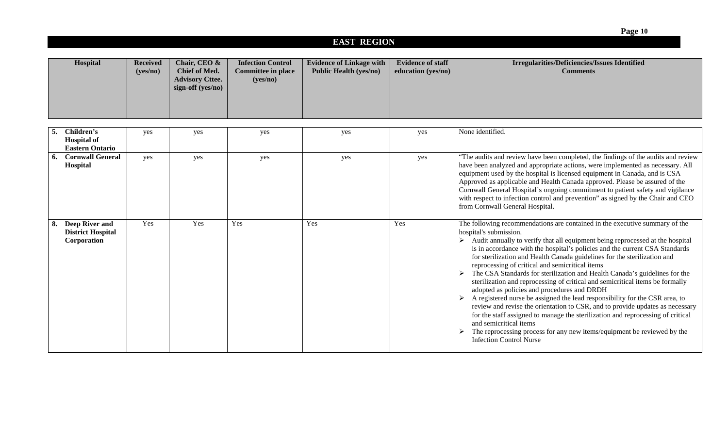## EAST REGION

| Hospital | Received (yes/no) | Chair, CEO & Chief of Med. Advisory Cttee. sign-off (yes/no) | Infection Control Committee in place (yes/no) | Evidence of Linkage with Public Health (yes/no) | Evidence of staff education (yes/no) | Irregularities/Deficiencies/Issues Identified Comments |
|---|---|---|---|---|---|---|
| **5. Children's Hospital of Eastern Ontario** | yes | yes | yes | yes | yes | None identified. |
| **6. Cornwall General Hospital** | yes | yes | yes | yes | yes | "The audits and review have been completed, the findings of the audits and review have been analyzed and appropriate actions, were implemented as necessary. All equipment used by the hospital is licensed equipment in Canada, and is CSA Approved as applicable and Health Canada approved. Please be assured of the Cornwall General Hospital's ongoing commitment to patient safety and vigilance with respect to infection control and prevention" as signed by the Chair and CEO from Cornwall General Hospital. |
| **8. Deep River and District Hospital Corporation** | Yes | Yes | Yes | Yes | Yes | The following recommendations are contained in the executive summary of the hospital's submission.<br>➢ Audit annually to verify that all equipment being reprocessed at the hospital is in accordance with the hospital's policies and the current CSA Standards for sterilization and Health Canada guidelines for the sterilization and reprocessing of critical and semicritical items<br>➢ The CSA Standards for sterilization and Health Canada's guidelines for the sterilization and reprocessing of critical and semicritical items be formally adopted as policies and procedures and DRDH<br>➢ A registered nurse be assigned the lead responsibility for the CSR area, to review and revise the orientation to CSR, and to provide updates as necessary for the staff assigned to manage the sterilization and reprocessing of critical and semicritical items<br>➢ The reprocessing process for any new items/equipment be reviewed by the Infection Control Nurse |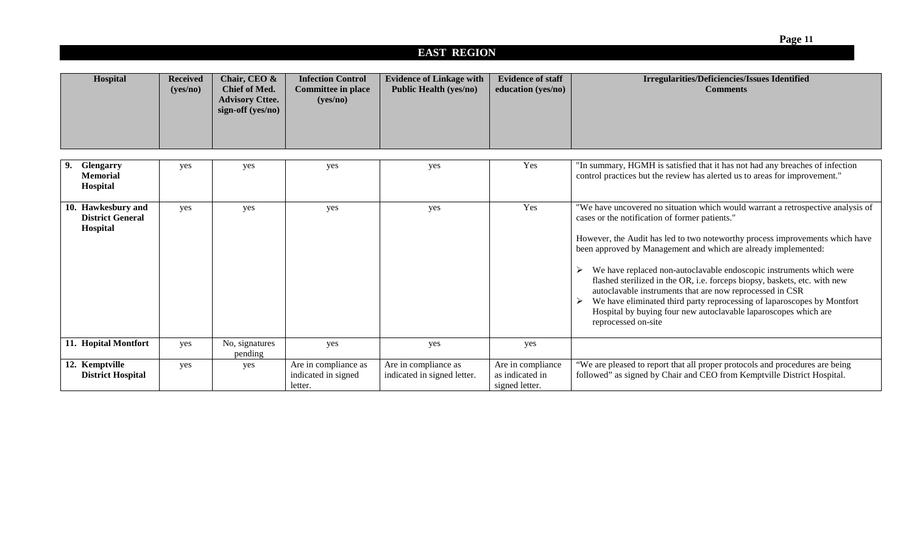## EAST REGION

| Hospital | Received (yes/no) | Chair, CEO & Chief of Med. Advisory Cttee. sign-off (yes/no) | Infection Control Committee in place (yes/no) | Evidence of Linkage with Public Health (yes/no) | Evidence of staff education (yes/no) | Irregularities/Deficiencies/Issues Identified Comments |
|---|---|---|---|---|---|---|
| 9. Glengarry Memorial Hospital | yes | yes | yes | yes | Yes | "In summary, HGMH is satisfied that it has not had any breaches of infection control practices but the review has alerted us to areas for improvement." |
| 10. Hawkesbury and District General Hospital | yes | yes | yes | yes | Yes | "We have uncovered no situation which would warrant a retrospective analysis of cases or the notification of former patients." <br><br> However, the Audit has led to two noteworthy process improvements which have been approved by Management and which are already implemented: <br><br> ➢ We have replaced non-autoclavable endoscopic instruments which were flashed sterilized in the OR, i.e. forceps biopsy, baskets, etc. with new autoclavable instruments that are now reprocessed in CSR <br> ➢ We have eliminated third party reprocessing of laparoscopes by Montfort Hospital by buying four new autoclavable laparoscopes which are reprocessed on-site |
| 11. Hopital Montfort | yes | No, signatures pending | yes | yes | yes | |
| 12. Kemptville District Hospital | yes | yes | Are in compliance as indicated in signed letter. | Are in compliance as indicated in signed letter. | Are in compliance as indicated in signed letter. | "We are pleased to report that all proper protocols and procedures are being followed" as signed by Chair and CEO from Kemptville District Hospital. |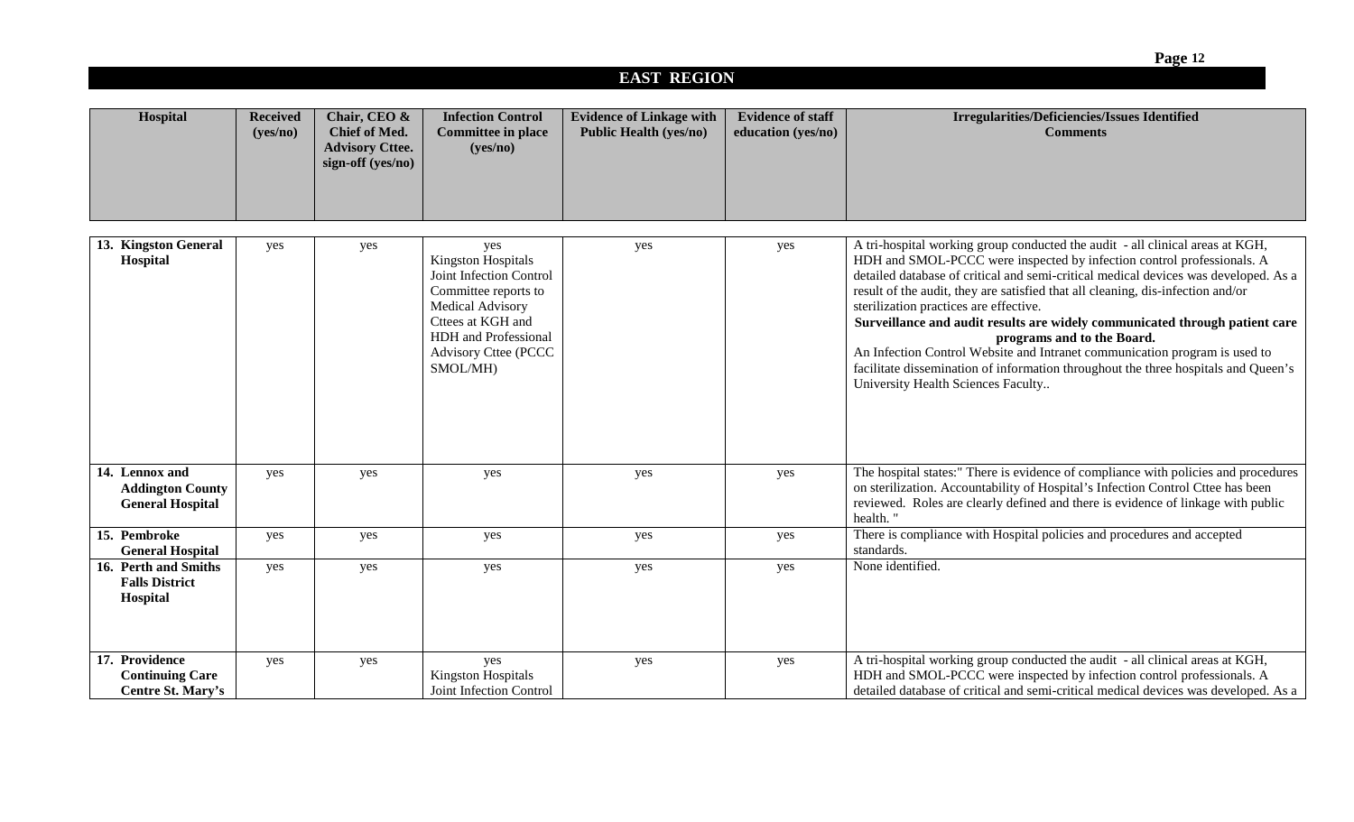## EAST REGION

| Hospital | Received (yes/no) | Chair, CEO & Chief of Med. Advisory Cttee. sign-off (yes/no) | Infection Control Committee in place (yes/no) | Evidence of Linkage with Public Health (yes/no) | Evidence of staff education (yes/no) | Irregularities/Deficiencies/Issues Identified Comments |
|---|---|---|---|---|---|---|
| **13. Kingston General Hospital** | yes | yes | yes Kingston Hospitals Joint Infection Control Committee reports to Medical Advisory Cttees at KGH and HDH and Professional Advisory Cttee (PCCC SMOL/MH) | yes | yes | A tri-hospital working group conducted the audit - all clinical areas at KGH, HDH and SMOL-PCCC were inspected by infection control professionals. A detailed database of critical and semi-critical medical devices was developed. As a result of the audit, they are satisfied that all cleaning, dis-infection and/or sterilization practices are effective. **Surveillance and audit results are widely communicated through patient care programs and to the Board.** An Infection Control Website and Intranet communication program is used to facilitate dissemination of information throughout the three hospitals and Queen's University Health Sciences Faculty.. |
| **14. Lennox and Addington County General Hospital** | yes | yes | yes | yes | yes | The hospital states:" There is evidence of compliance with policies and procedures on sterilization. Accountability of Hospital's Infection Control Cttee has been reviewed. Roles are clearly defined and there is evidence of linkage with public health. " |
| **15. Pembroke General Hospital** | yes | yes | yes | yes | yes | There is compliance with Hospital policies and procedures and accepted standards. |
| **16. Perth and Smiths Falls District Hospital** | yes | yes | yes | yes | yes | None identified. |
| **17. Providence Continuing Care Centre St. Mary's** | yes | yes | yes Kingston Hospitals Joint Infection Control | yes | yes | A tri-hospital working group conducted the audit - all clinical areas at KGH, HDH and SMOL-PCCC were inspected by infection control professionals. A detailed database of critical and semi-critical medical devices was developed. As a |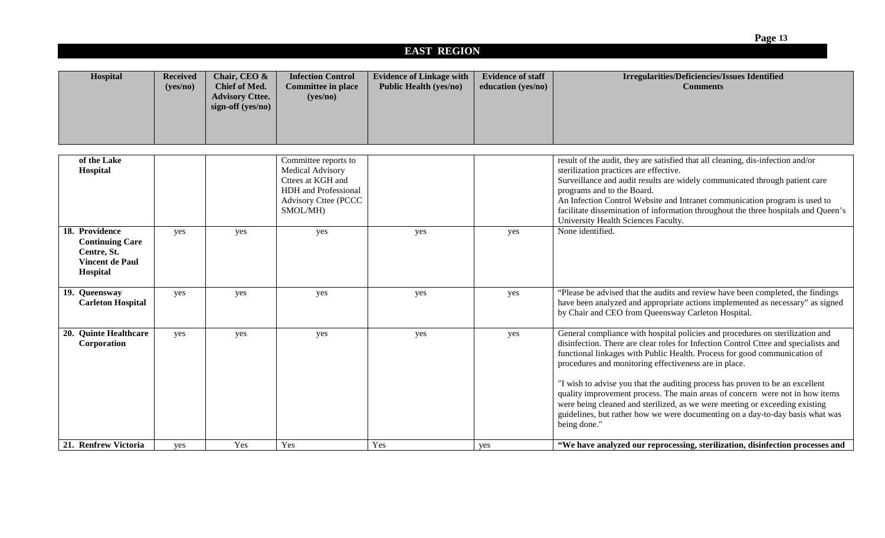## EAST REGION

| Hospital | Received (yes/no) | Chair, CEO & Chief of Med. Advisory Cttee. sign-off (yes/no) | Infection Control Committee in place (yes/no) | Evidence of Linkage with Public Health (yes/no) | Evidence of staff education (yes/no) | Irregularities/Deficiencies/Issues Identified Comments |
|---|---|---|---|---|---|---|
| of the Lake Hospital | | | Committee reports to Medical Advisory Cttees at KGH and HDH and Professional Advisory Cttee (PCCC SMOL/MH) | | | result of the audit, they are satisfied that all cleaning, dis-infection and/or sterilization practices are effective.<br>Surveillance and audit results are widely communicated through patient care programs and to the Board.<br>An Infection Control Website and Intranet communication program is used to facilitate dissemination of information throughout the three hospitals and Queen's University Health Sciences Faculty. |
| **18. Providence Continuing Care Centre, St. Vincent de Paul Hospital** | yes | yes | yes | yes | yes | None identified. |
| **19. Queensway Carleton Hospital** | yes | yes | yes | yes | yes | "Please be advised that the audits and review have been completed, the findings have been analyzed and appropriate actions implemented as necessary" as signed by Chair and CEO from Queensway Carleton Hospital. |
| **20. Quinte Healthcare Corporation** | yes | yes | yes | yes | yes | General compliance with hospital policies and procedures on sterilization and disinfection. There are clear roles for Infection Control Cttee and specialists and functional linkages with Public Health. Process for good communication of procedures and monitoring effectiveness are in place.<br><br>"I wish to advise you that the auditing process has proven to be an excellent quality improvement process. The main areas of concern were not in how items were being cleaned and sterilized, as we were meeting or exceeding existing guidelines, but rather how we were documenting on a day-to-day basis what was being done." |
| **21. Renfrew Victoria** | yes | Yes | Yes | Yes | yes | **"We have analyzed our reprocessing, sterilization, disinfection processes and** |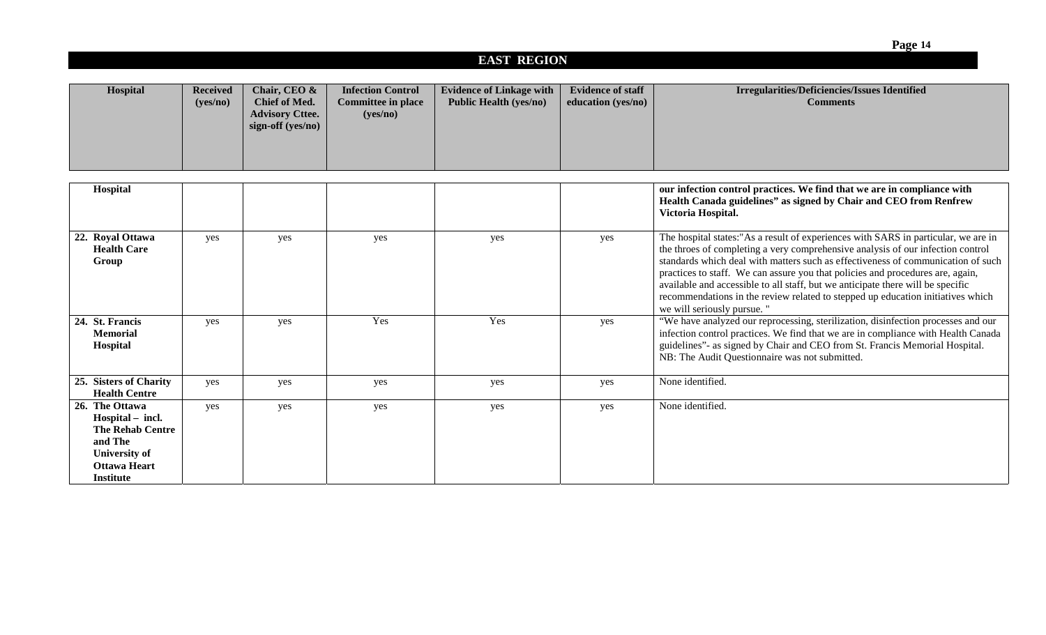## EAST REGION

| Hospital | Received (yes/no) | Chair, CEO & Chief of Med. Advisory Cttee. sign-off (yes/no) | Infection Control Committee in place (yes/no) | Evidence of Linkage with Public Health (yes/no) | Evidence of staff education (yes/no) | Irregularities/Deficiencies/Issues Identified Comments |
|---|---|---|---|---|---|---|
| **Hospital** | | | | | | **our infection control practices. We find that we are in compliance with Health Canada guidelines" as signed by Chair and CEO from Renfrew Victoria Hospital.** |
| **22. Royal Ottawa Health Care Group** | yes | yes | yes | yes | yes | The hospital states:"As a result of experiences with SARS in particular, we are in the throes of completing a very comprehensive analysis of our infection control standards which deal with matters such as effectiveness of communication of such practices to staff. We can assure you that policies and procedures are, again, available and accessible to all staff, but we anticipate there will be specific recommendations in the review related to stepped up education initiatives which we will seriously pursue. " |
| **24. St. Francis Memorial Hospital** | yes | yes | Yes | Yes | yes | "We have analyzed our reprocessing, sterilization, disinfection processes and our infection control practices. We find that we are in compliance with Health Canada guidelines"- as signed by Chair and CEO from St. Francis Memorial Hospital. NB: The Audit Questionnaire was not submitted. |
| **25. Sisters of Charity Health Centre** | yes | yes | yes | yes | yes | None identified. |
| **26. The Ottawa Hospital – incl. The Rehab Centre and The University of Ottawa Heart Institute** | yes | yes | yes | yes | yes | None identified. |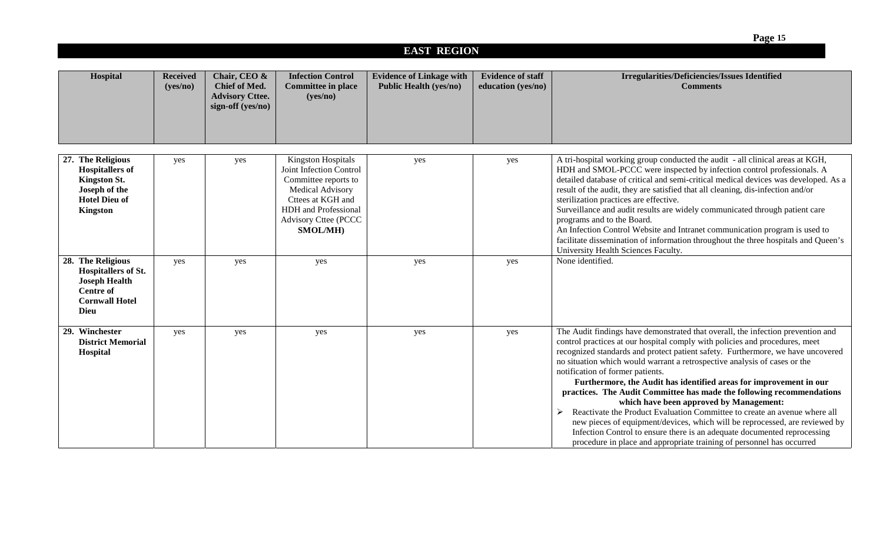## EAST REGION

| Hospital | Received (yes/no) | Chair, CEO & Chief of Med. Advisory Cttee. sign-off (yes/no) | Infection Control Committee in place (yes/no) | Evidence of Linkage with Public Health (yes/no) | Evidence of staff education (yes/no) | Irregularities/Deficiencies/Issues Identified Comments |
|---|---|---|---|---|---|---|
| **27. The Religious Hospitallers of Kingston St. Joseph of the Hotel Dieu of Kingston** | yes | yes | Kingston Hospitals Joint Infection Control Committee reports to Medical Advisory Cttees at KGH and HDH and Professional Advisory Cttee (PCCC **SMOL/MH)** | yes | yes | A tri-hospital working group conducted the audit - all clinical areas at KGH, HDH and SMOL-PCCC were inspected by infection control professionals. A detailed database of critical and semi-critical medical devices was developed. As a result of the audit, they are satisfied that all cleaning, dis-infection and/or sterilization practices are effective.<br>Surveillance and audit results are widely communicated through patient care programs and to the Board.<br>An Infection Control Website and Intranet communication program is used to facilitate dissemination of information throughout the three hospitals and Queen's University Health Sciences Faculty. |
| **28. The Religious Hospitallers of St. Joseph Health Centre of Cornwall Hotel Dieu** | yes | yes | yes | yes | yes | None identified. |
| **29. Winchester District Memorial Hospital** | yes | yes | yes | yes | yes | The Audit findings have demonstrated that overall, the infection prevention and control practices at our hospital comply with policies and procedures, meet recognized standards and protect patient safety. Furthermore, we have uncovered no situation which would warrant a retrospective analysis of cases or the notification of former patients.<br>**Furthermore, the Audit has identified areas for improvement in our practices. The Audit Committee has made the following recommendations which have been approved by Management:**<br>➢ Reactivate the Product Evaluation Committee to create an avenue where all new pieces of equipment/devices, which will be reprocessed, are reviewed by Infection Control to ensure there is an adequate documented reprocessing procedure in place and appropriate training of personnel has occurred |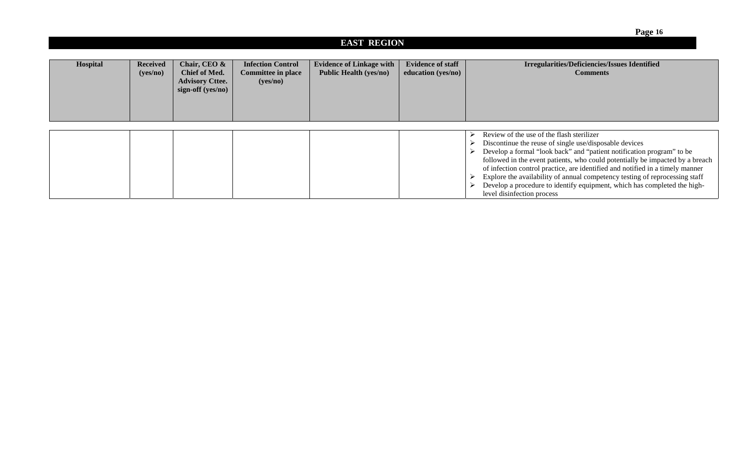## EAST REGION

| Hospital | Received (yes/no) | Chair, CEO & Chief of Med. Advisory Cttee. sign-off (yes/no) | Infection Control Committee in place (yes/no) | Evidence of Linkage with Public Health (yes/no) | Evidence of staff education (yes/no) | Irregularities/Deficiencies/Issues Identified Comments |
|---|---|---|---|---|---|---|
| | | | | | | ➢ Review of the use of the flash sterilizer<br>➢ Discontinue the reuse of single use/disposable devices<br>➢ Develop a formal "look back" and "patient notification program" to be followed in the event patients, who could potentially be impacted by a breach of infection control practice, are identified and notified in a timely manner<br>➢ Explore the availability of annual competency testing of reprocessing staff<br>➢ Develop a procedure to identify equipment, which has completed the high-level disinfection process |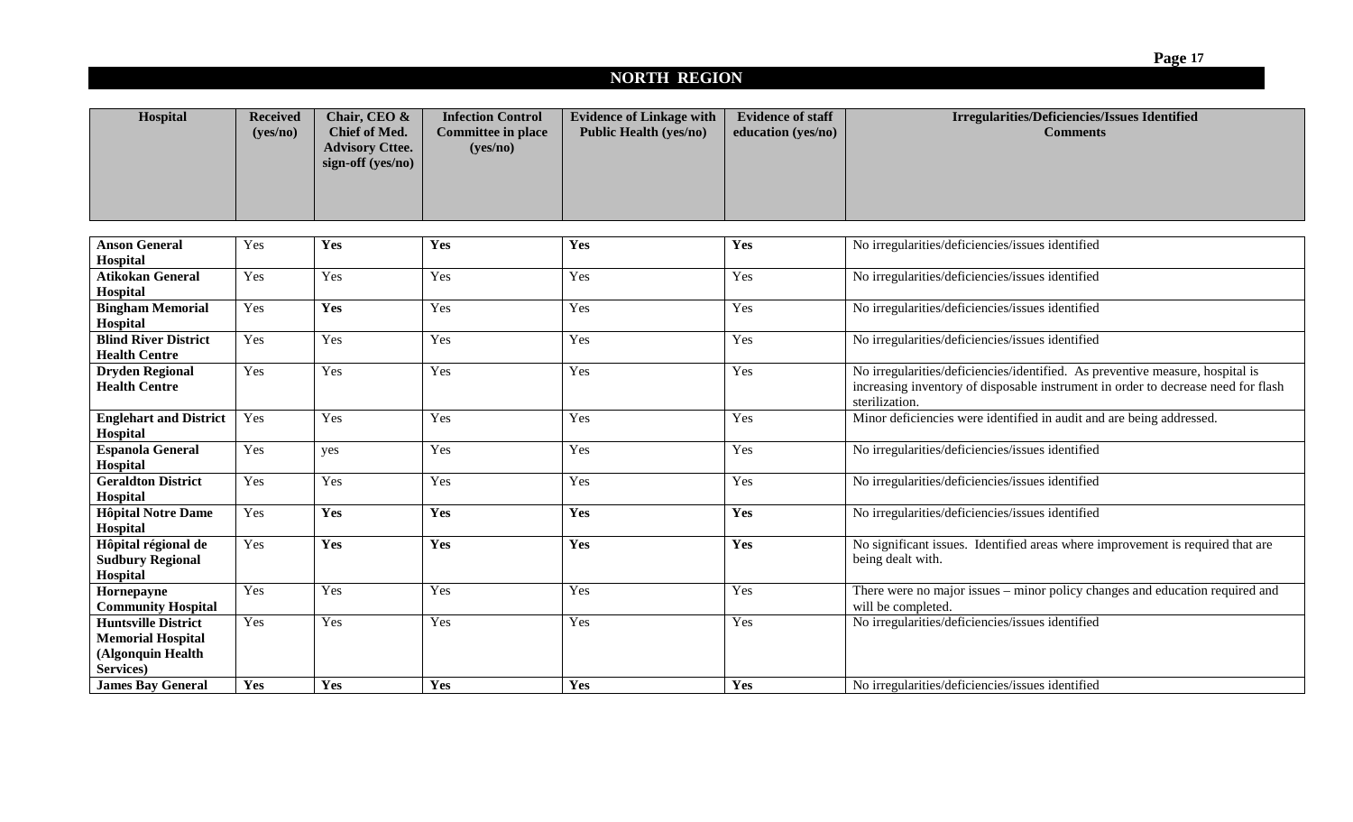## NORTH REGION

| Hospital | Received (yes/no) | Chair, CEO & Chief of Med. Advisory Cttee. sign-off (yes/no) | Infection Control Committee in place (yes/no) | Evidence of Linkage with Public Health (yes/no) | Evidence of staff education (yes/no) | Irregularities/Deficiencies/Issues Identified Comments |
|---|---|---|---|---|---|---|
| **Anson General Hospital** | Yes | **Yes** | **Yes** | **Yes** | **Yes** | No irregularities/deficiencies/issues identified |
| **Atikokan General Hospital** | Yes | Yes | Yes | Yes | Yes | No irregularities/deficiencies/issues identified |
| **Bingham Memorial Hospital** | Yes | **Yes** | Yes | Yes | Yes | No irregularities/deficiencies/issues identified |
| **Blind River District Health Centre** | Yes | Yes | Yes | Yes | Yes | No irregularities/deficiencies/issues identified |
| **Dryden Regional Health Centre** | Yes | Yes | Yes | Yes | Yes | No irregularities/deficiencies/identified. As preventive measure, hospital is increasing inventory of disposable instrument in order to decrease need for flash sterilization. |
| **Englehart and District Hospital** | Yes | Yes | Yes | Yes | Yes | Minor deficiencies were identified in audit and are being addressed. |
| **Espanola General Hospital** | Yes | yes | Yes | Yes | Yes | No irregularities/deficiencies/issues identified |
| **Geraldton District Hospital** | Yes | Yes | Yes | Yes | Yes | No irregularities/deficiencies/issues identified |
| **Hôpital Notre Dame Hospital** | Yes | **Yes** | **Yes** | **Yes** | **Yes** | No irregularities/deficiencies/issues identified |
| **Hôpital régional de Sudbury Regional Hospital** | Yes | **Yes** | **Yes** | **Yes** | **Yes** | No significant issues. Identified areas where improvement is required that are being dealt with. |
| **Hornepayne Community Hospital** | Yes | Yes | Yes | Yes | Yes | There were no major issues – minor policy changes and education required and will be completed. |
| **Huntsville District Memorial Hospital (Algonquin Health Services)** | Yes | Yes | Yes | Yes | Yes | No irregularities/deficiencies/issues identified |
| **James Bay General** | **Yes** | **Yes** | **Yes** | **Yes** | **Yes** | No irregularities/deficiencies/issues identified |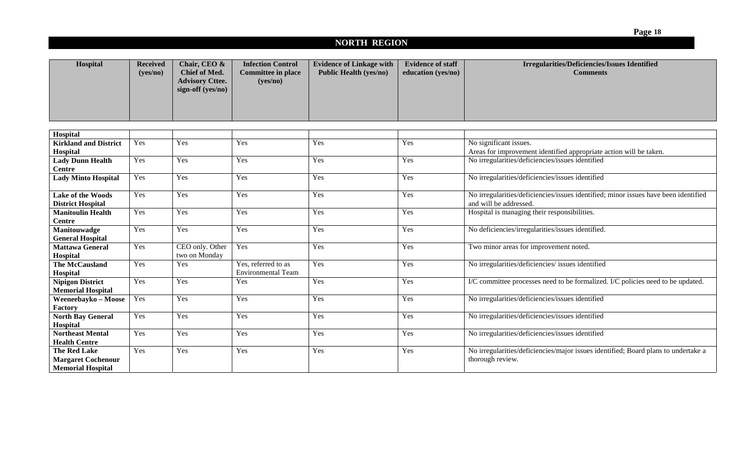## NORTH REGION

| Hospital | Received (yes/no) | Chair, CEO & Chief of Med. Advisory Cttee. sign-off (yes/no) | Infection Control Committee in place (yes/no) | Evidence of Linkage with Public Health (yes/no) | Evidence of staff education (yes/no) | Irregularities/Deficiencies/Issues Identified Comments |
|---|---|---|---|---|---|---|
| **Hospital** | | | | | | |
| **Kirkland and District Hospital** | Yes | Yes | Yes | Yes | Yes | No significant issues. Areas for improvement identified appropriate action will be taken. |
| **Lady Dunn Health Centre** | Yes | Yes | Yes | Yes | Yes | No irregularities/deficiencies/issues identified |
| **Lady Minto Hospital** | Yes | Yes | Yes | Yes | Yes | No irregularities/deficiencies/issues identified |
| **Lake of the Woods District Hospital** | Yes | Yes | Yes | Yes | Yes | No irregularities/deficiencies/issues identified; minor issues have been identified and will be addressed. |
| **Manitoulin Health Centre** | Yes | Yes | Yes | Yes | Yes | Hospital is managing their responsibilities. |
| **Manitouwadge General Hospital** | Yes | Yes | Yes | Yes | Yes | No deficiencies/irregularities/issues identified. |
| **Mattawa General Hospital** | Yes | CEO only. Other two on Monday | Yes | Yes | Yes | Two minor areas for improvement noted. |
| **The McCausland Hospital** | Yes | Yes | Yes, referred to as Environmental Team | Yes | Yes | No irregularities/deficiencies/ issues identified |
| **Nipigon District Memorial Hospital** | Yes | Yes | Yes | Yes | Yes | I/C committee processes need to be formalized. I/C policies need to be updated. |
| **Weeneebayko – Moose Factory** | Yes | Yes | Yes | Yes | Yes | No irregularities/deficiencies/issues identified |
| **North Bay General Hospital** | Yes | Yes | Yes | Yes | Yes | No irregularities/deficiencies/issues identified |
| **Northeast Mental Health Centre** | Yes | Yes | Yes | Yes | Yes | No irregularities/deficiencies/issues identified |
| **The Red Lake Margaret Cochenour Memorial Hospital** | Yes | Yes | Yes | Yes | Yes | No irregularities/deficiencies/major issues identified; Board plans to undertake a thorough review. |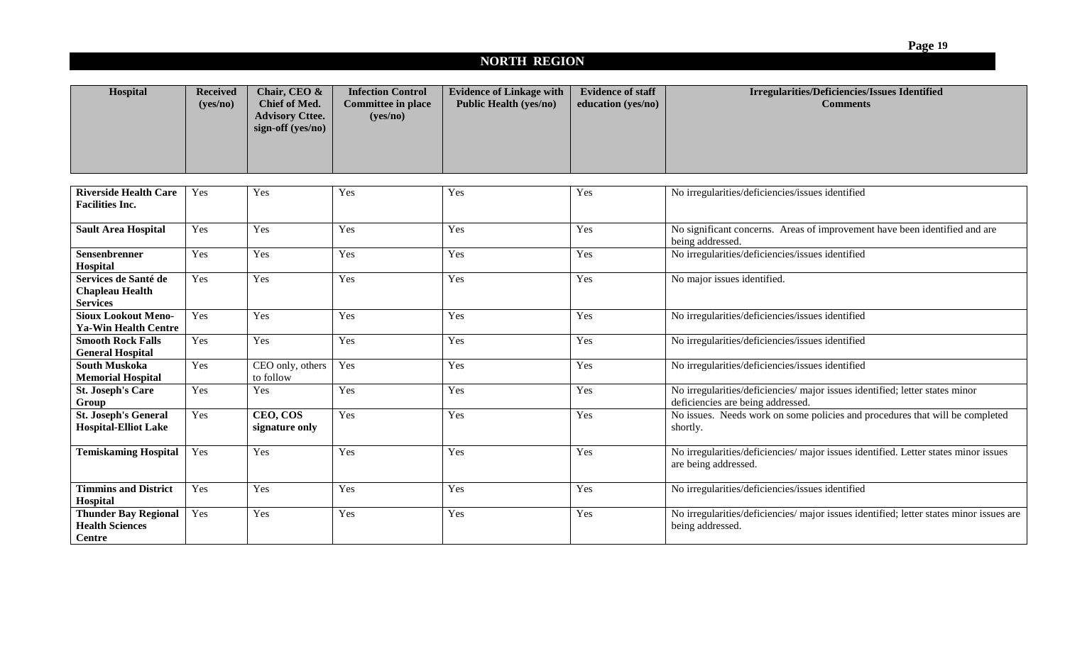## NORTH REGION

| Hospital | Received (yes/no) | Chair, CEO & Chief of Med. Advisory Cttee. sign-off (yes/no) | Infection Control Committee in place (yes/no) | Evidence of Linkage with Public Health (yes/no) | Evidence of staff education (yes/no) | Irregularities/Deficiencies/Issues Identified Comments |
|---|---|---|---|---|---|---|
| **Riverside Health Care Facilities Inc.** | Yes | Yes | Yes | Yes | Yes | No irregularities/deficiencies/issues identified |
| **Sault Area Hospital** | Yes | Yes | Yes | Yes | Yes | No significant concerns. Areas of improvement have been identified and are being addressed. |
| **Sensenbrenner Hospital** | Yes | Yes | Yes | Yes | Yes | No irregularities/deficiencies/issues identified |
| **Services de Santé de Chapleau Health Services** | Yes | Yes | Yes | Yes | Yes | No major issues identified. |
| **Sioux Lookout Meno-Ya-Win Health Centre** | Yes | Yes | Yes | Yes | Yes | No irregularities/deficiencies/issues identified |
| **Smooth Rock Falls General Hospital** | Yes | Yes | Yes | Yes | Yes | No irregularities/deficiencies/issues identified |
| **South Muskoka Memorial Hospital** | Yes | CEO only, others to follow | Yes | Yes | Yes | No irregularities/deficiencies/issues identified |
| **St. Joseph's Care Group** | Yes | Yes | Yes | Yes | Yes | No irregularities/deficiencies/ major issues identified; letter states minor deficiencies are being addressed. |
| **St. Joseph's General Hospital-Elliot Lake** | Yes | **CEO, COS signature only** | Yes | Yes | Yes | No issues. Needs work on some policies and procedures that will be completed shortly. |
| **Temiskaming Hospital** | Yes | Yes | Yes | Yes | Yes | No irregularities/deficiencies/ major issues identified. Letter states minor issues are being addressed. |
| **Timmins and District Hospital** | Yes | Yes | Yes | Yes | Yes | No irregularities/deficiencies/issues identified |
| **Thunder Bay Regional Health Sciences Centre** | Yes | Yes | Yes | Yes | Yes | No irregularities/deficiencies/ major issues identified; letter states minor issues are being addressed. |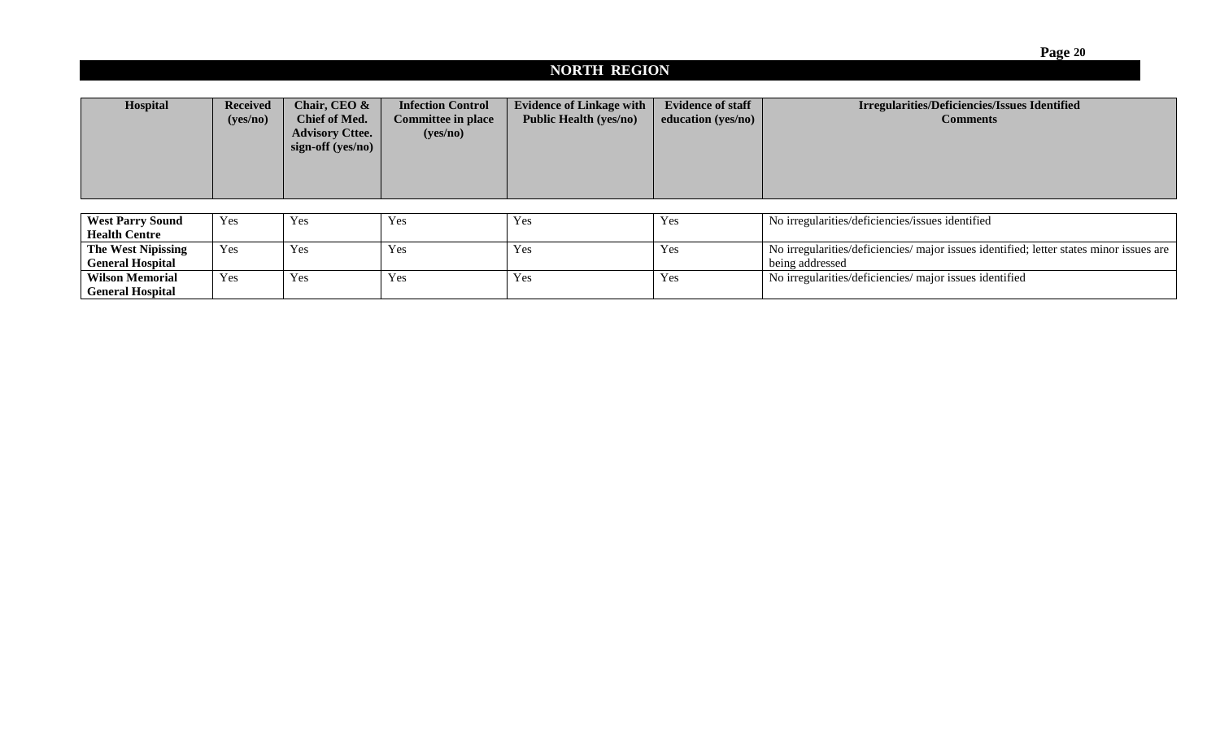## NORTH REGION

| Hospital | Received (yes/no) | Chair, CEO & Chief of Med. Advisory Cttee. sign-off (yes/no) | Infection Control Committee in place (yes/no) | Evidence of Linkage with Public Health (yes/no) | Evidence of staff education (yes/no) | Irregularities/Deficiencies/Issues Identified Comments |
|---|---|---|---|---|---|---|
| **West Parry Sound Health Centre** | Yes | Yes | Yes | Yes | Yes | No irregularities/deficiencies/issues identified |
| **The West Nipissing General Hospital** | Yes | Yes | Yes | Yes | Yes | No irregularities/deficiencies/ major issues identified; letter states minor issues are being addressed |
| **Wilson Memorial General Hospital** | Yes | Yes | Yes | Yes | Yes | No irregularities/deficiencies/ major issues identified |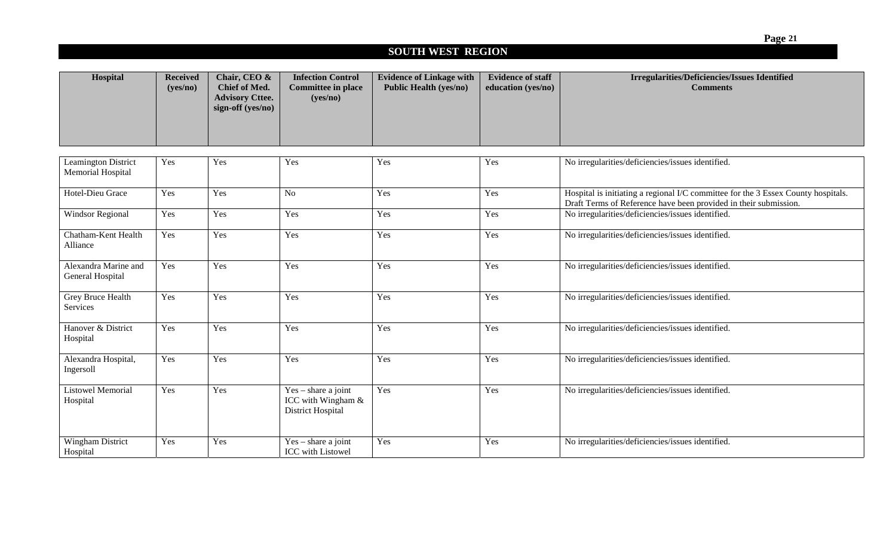## SOUTH WEST REGION

| Hospital | Received (yes/no) | Chair, CEO & Chief of Med. Advisory Cttee. sign-off (yes/no) | Infection Control Committee in place (yes/no) | Evidence of Linkage with Public Health (yes/no) | Evidence of staff education (yes/no) | Irregularities/Deficiencies/Issues Identified Comments |
|---|---|---|---|---|---|---|
| Leamington District Memorial Hospital | Yes | Yes | Yes | Yes | Yes | No irregularities/deficiencies/issues identified. |
| Hotel-Dieu Grace | Yes | Yes | No | Yes | Yes | Hospital is initiating a regional I/C committee for the 3 Essex County hospitals. Draft Terms of Reference have been provided in their submission. |
| Windsor Regional | Yes | Yes | Yes | Yes | Yes | No irregularities/deficiencies/issues identified. |
| Chatham-Kent Health Alliance | Yes | Yes | Yes | Yes | Yes | No irregularities/deficiencies/issues identified. |
| Alexandra Marine and General Hospital | Yes | Yes | Yes | Yes | Yes | No irregularities/deficiencies/issues identified. |
| Grey Bruce Health Services | Yes | Yes | Yes | Yes | Yes | No irregularities/deficiencies/issues identified. |
| Hanover & District Hospital | Yes | Yes | Yes | Yes | Yes | No irregularities/deficiencies/issues identified. |
| Alexandra Hospital, Ingersoll | Yes | Yes | Yes | Yes | Yes | No irregularities/deficiencies/issues identified. |
| Listowel Memorial Hospital | Yes | Yes | Yes – share a joint ICC with Wingham & District Hospital | Yes | Yes | No irregularities/deficiencies/issues identified. |
| Wingham District Hospital | Yes | Yes | Yes – share a joint ICC with Listowel | Yes | Yes | No irregularities/deficiencies/issues identified. |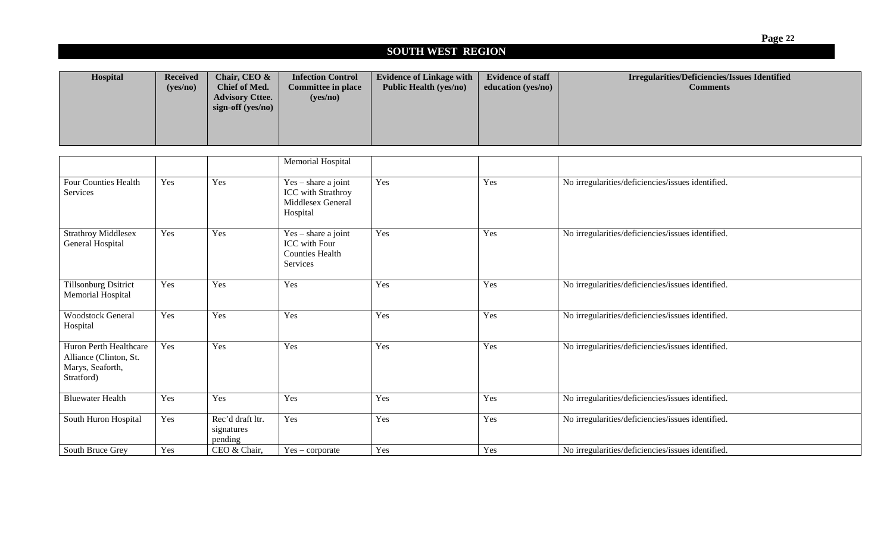## SOUTH WEST REGION

| Hospital | Received (yes/no) | Chair, CEO & Chief of Med. Advisory Cttee. sign-off (yes/no) | Infection Control Committee in place (yes/no) | Evidence of Linkage with Public Health (yes/no) | Evidence of staff education (yes/no) | Irregularities/Deficiencies/Issues Identified Comments |
|---|---|---|---|---|---|---|
| | | | Memorial Hospital | | | |
| Four Counties Health Services | Yes | Yes | Yes – share a joint ICC with Strathroy Middlesex General Hospital | Yes | Yes | No irregularities/deficiencies/issues identified. |
| Strathroy Middlesex General Hospital | Yes | Yes | Yes – share a joint ICC with Four Counties Health Services | Yes | Yes | No irregularities/deficiencies/issues identified. |
| Tillsonburg Dsitrict Memorial Hospital | Yes | Yes | Yes | Yes | Yes | No irregularities/deficiencies/issues identified. |
| Woodstock General Hospital | Yes | Yes | Yes | Yes | Yes | No irregularities/deficiencies/issues identified. |
| Huron Perth Healthcare Alliance (Clinton, St. Marys, Seaforth, Stratford) | Yes | Yes | Yes | Yes | Yes | No irregularities/deficiencies/issues identified. |
| Bluewater Health | Yes | Yes | Yes | Yes | Yes | No irregularities/deficiencies/issues identified. |
| South Huron Hospital | Yes | Rec'd draft ltr. signatures pending | Yes | Yes | Yes | No irregularities/deficiencies/issues identified. |
| South Bruce Grey | Yes | CEO & Chair, | Yes – corporate | Yes | Yes | No irregularities/deficiencies/issues identified. |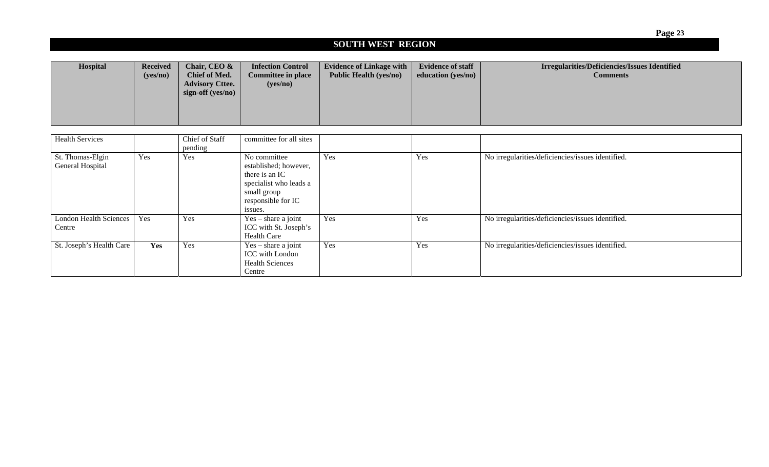## SOUTH WEST REGION

| Hospital | Received (yes/no) | Chair, CEO & Chief of Med. Advisory Cttee. sign-off (yes/no) | Infection Control Committee in place (yes/no) | Evidence of Linkage with Public Health (yes/no) | Evidence of staff education (yes/no) | Irregularities/Deficiencies/Issues Identified Comments |
|---|---|---|---|---|---|---|
| Health Services | | Chief of Staff pending | committee for all sites | | | |
| St. Thomas-Elgin General Hospital | Yes | Yes | No committee established; however, there is an IC specialist who leads a small group responsible for IC issues. | Yes | Yes | No irregularities/deficiencies/issues identified. |
| London Health Sciences Centre | Yes | Yes | Yes – share a joint ICC with St. Joseph's Health Care | Yes | Yes | No irregularities/deficiencies/issues identified. |
| St. Joseph's Health Care | **Yes** | Yes | Yes – share a joint ICC with London Health Sciences Centre | Yes | Yes | No irregularities/deficiencies/issues identified. |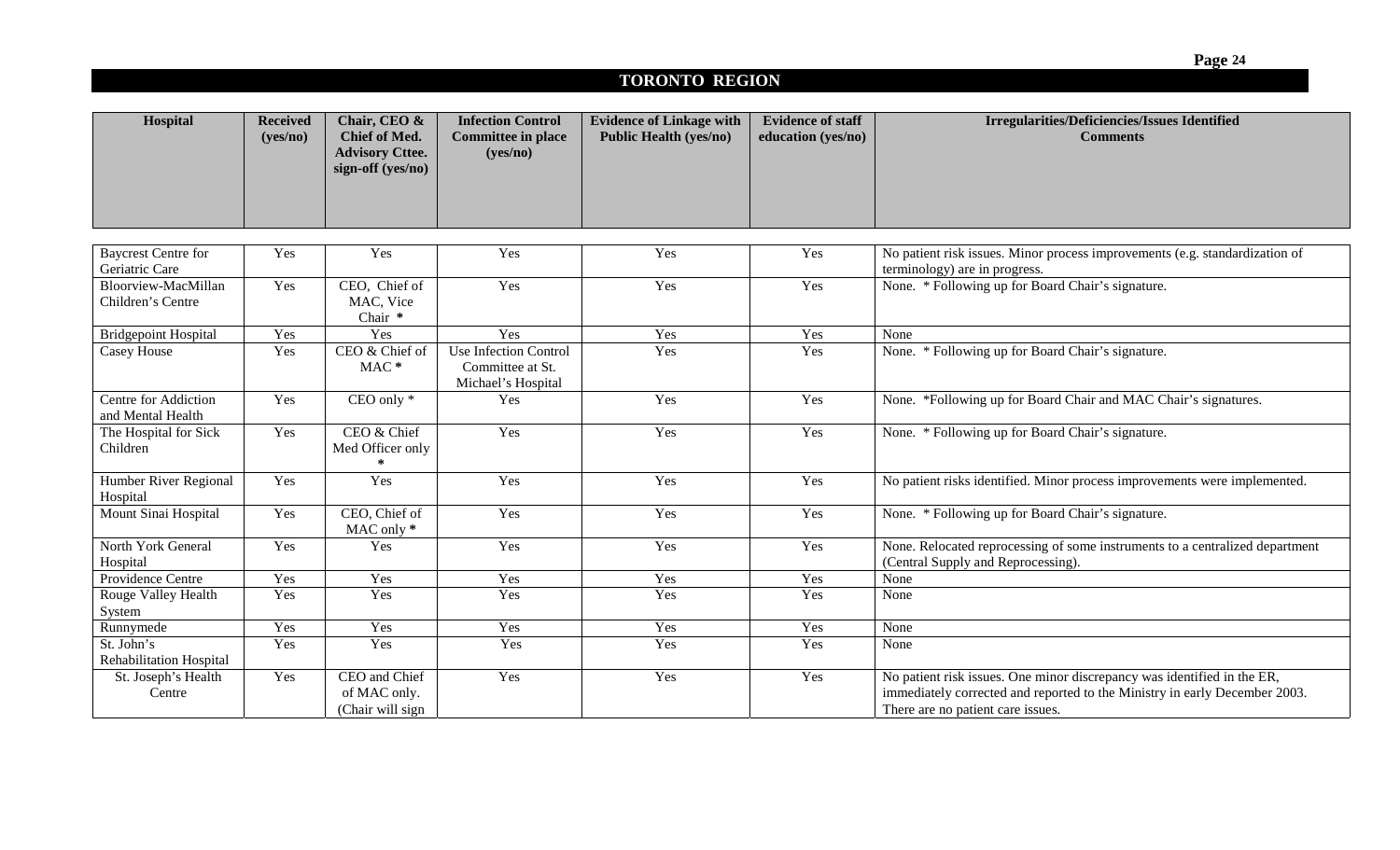## TORONTO REGION

| Hospital | Received (yes/no) | Chair, CEO & Chief of Med. Advisory Cttee. sign-off (yes/no) | Infection Control Committee in place (yes/no) | Evidence of Linkage with Public Health (yes/no) | Evidence of staff education (yes/no) | Irregularities/Deficiencies/Issues Identified Comments |
|---|---|---|---|---|---|---|
| Baycrest Centre for Geriatric Care | Yes | Yes | Yes | Yes | Yes | No patient risk issues. Minor process improvements (e.g. standardization of terminology) are in progress. |
| Bloorview-MacMillan Children's Centre | Yes | CEO, Chief of MAC, Vice Chair * | Yes | Yes | Yes | None. * Following up for Board Chair's signature. |
| Bridgepoint Hospital | Yes | Yes | Yes | Yes | Yes | None |
| Casey House | Yes | CEO & Chief of MAC * | Use Infection Control Committee at St. Michael's Hospital | Yes | Yes | None. * Following up for Board Chair's signature. |
| Centre for Addiction and Mental Health | Yes | CEO only * | Yes | Yes | Yes | None. *Following up for Board Chair and MAC Chair's signatures. |
| The Hospital for Sick Children | Yes | CEO & Chief Med Officer only * | Yes | Yes | Yes | None. * Following up for Board Chair's signature. |
| Humber River Regional Hospital | Yes | Yes | Yes | Yes | Yes | No patient risks identified. Minor process improvements were implemented. |
| Mount Sinai Hospital | Yes | CEO, Chief of MAC only * | Yes | Yes | Yes | None. * Following up for Board Chair's signature. |
| North York General Hospital | Yes | Yes | Yes | Yes | Yes | None. Relocated reprocessing of some instruments to a centralized department (Central Supply and Reprocessing). |
| Providence Centre | Yes | Yes | Yes | Yes | Yes | None |
| Rouge Valley Health System | Yes | Yes | Yes | Yes | Yes | None |
| Runnymede | Yes | Yes | Yes | Yes | Yes | None |
| St. John's Rehabilitation Hospital | Yes | Yes | Yes | Yes | Yes | None |
| St. Joseph's Health Centre | Yes | CEO and Chief of MAC only. (Chair will sign | Yes | Yes | Yes | No patient risk issues. One minor discrepancy was identified in the ER, immediately corrected and reported to the Ministry in early December 2003. There are no patient care issues. |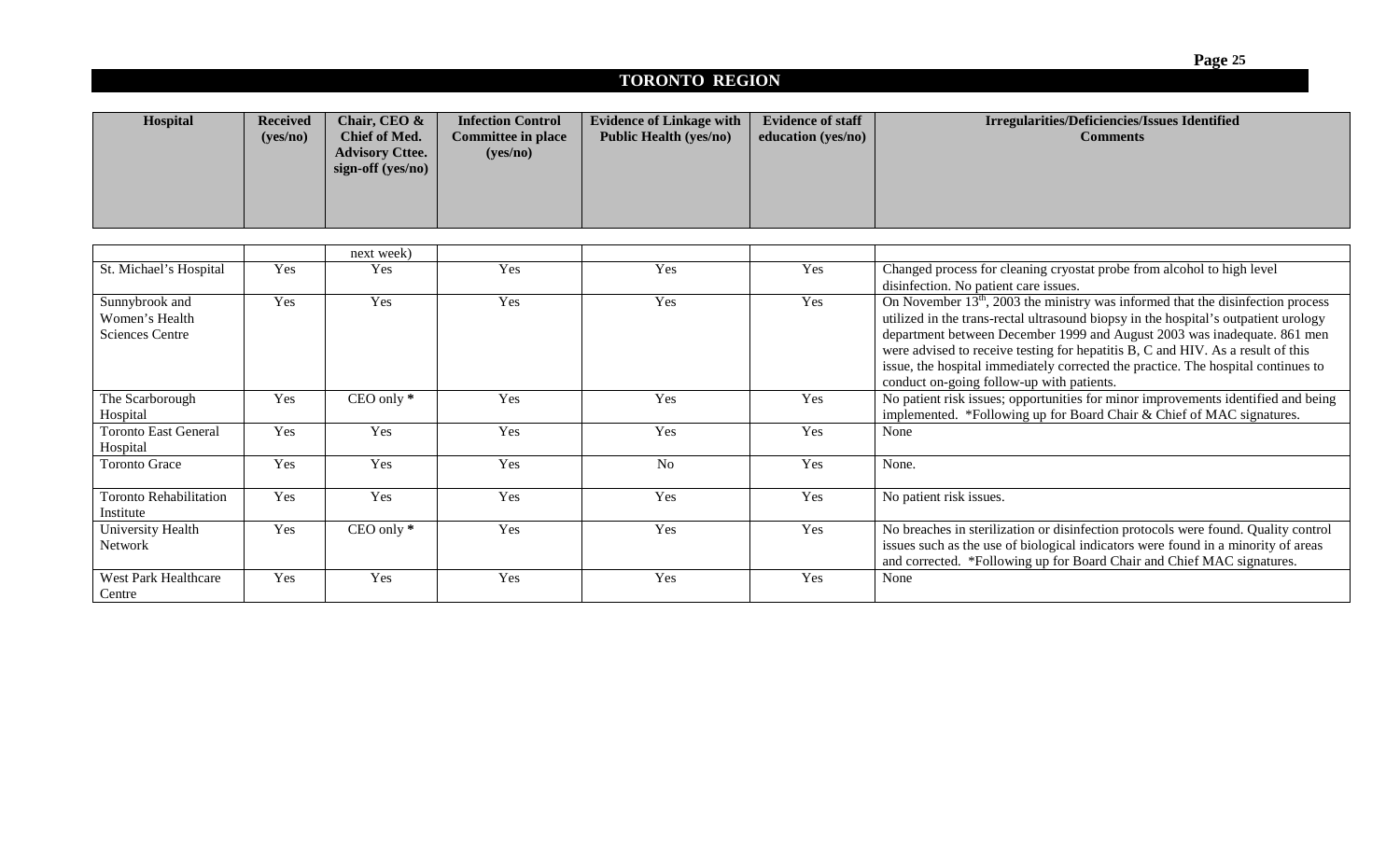## TORONTO REGION

| Hospital | Received (yes/no) | Chair, CEO & Chief of Med. Advisory Cttee. sign-off (yes/no) | Infection Control Committee in place (yes/no) | Evidence of Linkage with Public Health (yes/no) | Evidence of staff education (yes/no) | Irregularities/Deficiencies/Issues Identified Comments |
|---|---|---|---|---|---|---|
| | | next week) | | | | |
| St. Michael's Hospital | Yes | Yes | Yes | Yes | Yes | Changed process for cleaning cryostat probe from alcohol to high level disinfection. No patient care issues. |
| Sunnybrook and Women's Health Sciences Centre | Yes | Yes | Yes | Yes | Yes | On November 13th, 2003 the ministry was informed that the disinfection process utilized in the trans-rectal ultrasound biopsy in the hospital's outpatient urology department between December 1999 and August 2003 was inadequate. 861 men were advised to receive testing for hepatitis B, C and HIV. As a result of this issue, the hospital immediately corrected the practice. The hospital continues to conduct on-going follow-up with patients. |
| The Scarborough Hospital | Yes | CEO only * | Yes | Yes | Yes | No patient risk issues; opportunities for minor improvements identified and being implemented. *Following up for Board Chair & Chief of MAC signatures. |
| Toronto East General Hospital | Yes | Yes | Yes | Yes | Yes | None |
| Toronto Grace | Yes | Yes | Yes | No | Yes | None. |
| Toronto Rehabilitation Institute | Yes | Yes | Yes | Yes | Yes | No patient risk issues. |
| University Health Network | Yes | CEO only * | Yes | Yes | Yes | No breaches in sterilization or disinfection protocols were found. Quality control issues such as the use of biological indicators were found in a minority of areas and corrected. *Following up for Board Chair and Chief MAC signatures. |
| West Park Healthcare Centre | Yes | Yes | Yes | Yes | Yes | None |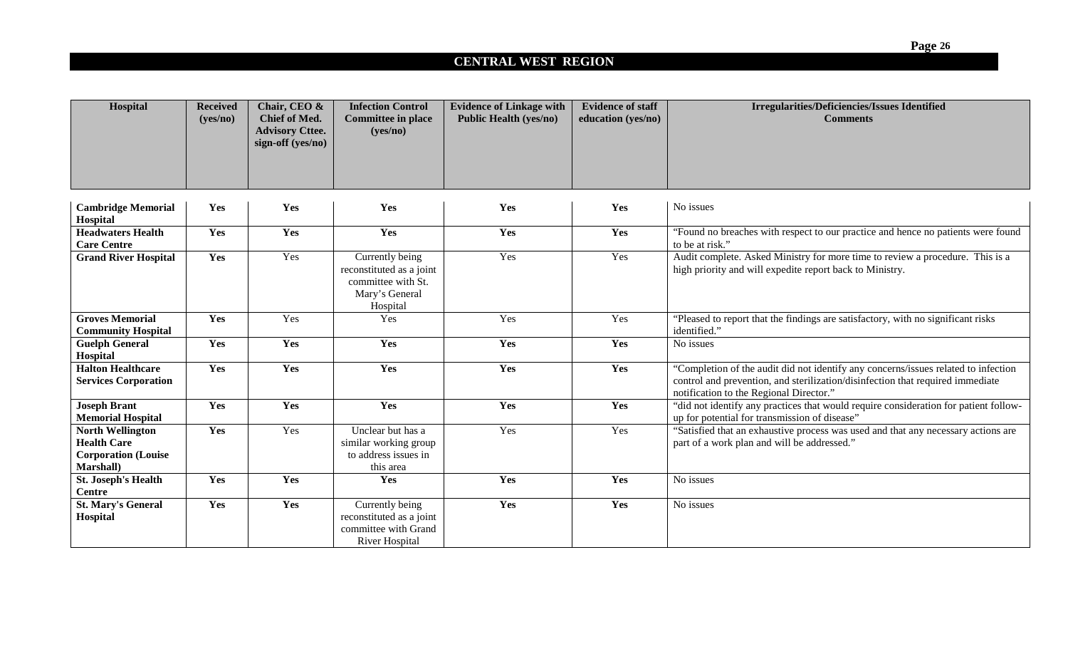## CENTRAL WEST REGION

| Hospital | Received (yes/no) | Chair, CEO & Chief of Med. Advisory Cttee. sign-off (yes/no) | Infection Control Committee in place (yes/no) | Evidence of Linkage with Public Health (yes/no) | Evidence of staff education (yes/no) | Irregularities/Deficiencies/Issues Identified Comments |
|---|---|---|---|---|---|---|
| **Cambridge Memorial Hospital** | **Yes** | **Yes** | **Yes** | **Yes** | **Yes** | No issues |
| **Headwaters Health Care Centre** | **Yes** | **Yes** | **Yes** | **Yes** | **Yes** | "Found no breaches with respect to our practice and hence no patients were found to be at risk." |
| **Grand River Hospital** | **Yes** | Yes | Currently being reconstituted as a joint committee with St. Mary's General Hospital | Yes | Yes | Audit complete. Asked Ministry for more time to review a procedure. This is a high priority and will expedite report back to Ministry. |
| **Groves Memorial Community Hospital** | **Yes** | Yes | Yes | Yes | Yes | "Pleased to report that the findings are satisfactory, with no significant risks identified." |
| **Guelph General Hospital** | **Yes** | **Yes** | **Yes** | **Yes** | **Yes** | No issues |
| **Halton Healthcare Services Corporation** | **Yes** | **Yes** | **Yes** | **Yes** | **Yes** | "Completion of the audit did not identify any concerns/issues related to infection control and prevention, and sterilization/disinfection that required immediate notification to the Regional Director." |
| **Joseph Brant Memorial Hospital** | **Yes** | **Yes** | **Yes** | **Yes** | **Yes** | "did not identify any practices that would require consideration for patient follow-up for potential for transmission of disease" |
| **North Wellington Health Care Corporation (Louise Marshall)** | **Yes** | Yes | Unclear but has a similar working group to address issues in this area | Yes | Yes | "Satisfied that an exhaustive process was used and that any necessary actions are part of a work plan and will be addressed." |
| **St. Joseph's Health Centre** | **Yes** | **Yes** | **Yes** | **Yes** | **Yes** | No issues |
| **St. Mary's General Hospital** | **Yes** | **Yes** | Currently being reconstituted as a joint committee with Grand River Hospital | **Yes** | **Yes** | No issues |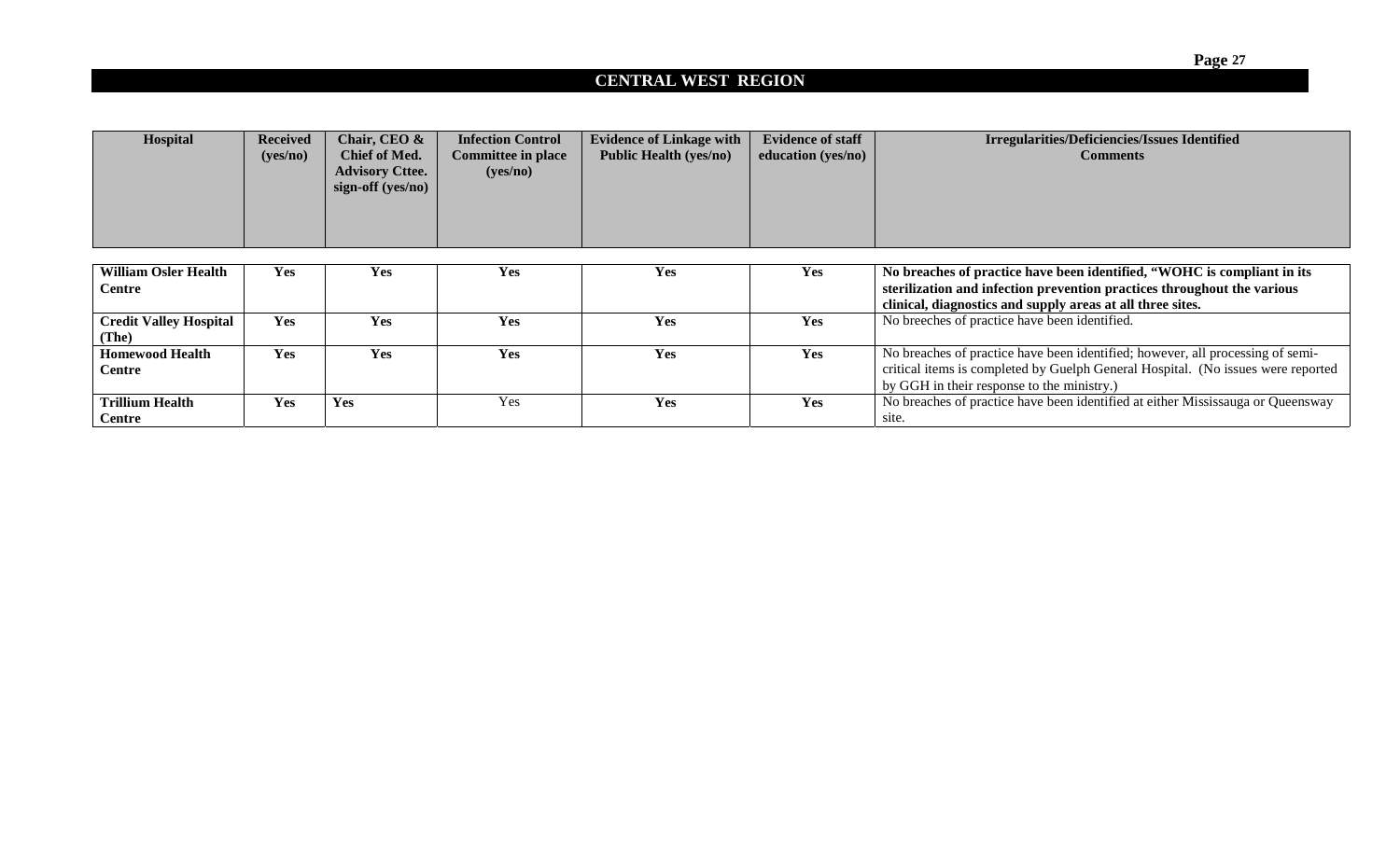# CENTRAL WEST REGION

| Hospital | Received (yes/no) | Chair, CEO & Chief of Med. Advisory Cttee. sign-off (yes/no) | Infection Control Committee in place (yes/no) | Evidence of Linkage with Public Health (yes/no) | Evidence of staff education (yes/no) | Irregularities/Deficiencies/Issues Identified Comments |
|---|---|---|---|---|---|---|
| **William Osler Health Centre** | **Yes** | **Yes** | **Yes** | **Yes** | **Yes** | **No breaches of practice have been identified, "WOHC is compliant in its sterilization and infection prevention practices throughout the various clinical, diagnostics and supply areas at all three sites.** |
| **Credit Valley Hospital (The)** | **Yes** | **Yes** | **Yes** | **Yes** | **Yes** | No breeches of practice have been identified. |
| **Homewood Health Centre** | **Yes** | **Yes** | **Yes** | **Yes** | **Yes** | No breaches of practice have been identified; however, all processing of semi-critical items is completed by Guelph General Hospital. (No issues were reported by GGH in their response to the ministry.) |
| **Trillium Health Centre** | **Yes** | **Yes** | Yes | **Yes** | **Yes** | No breaches of practice have been identified at either Mississauga or Queensway site. |